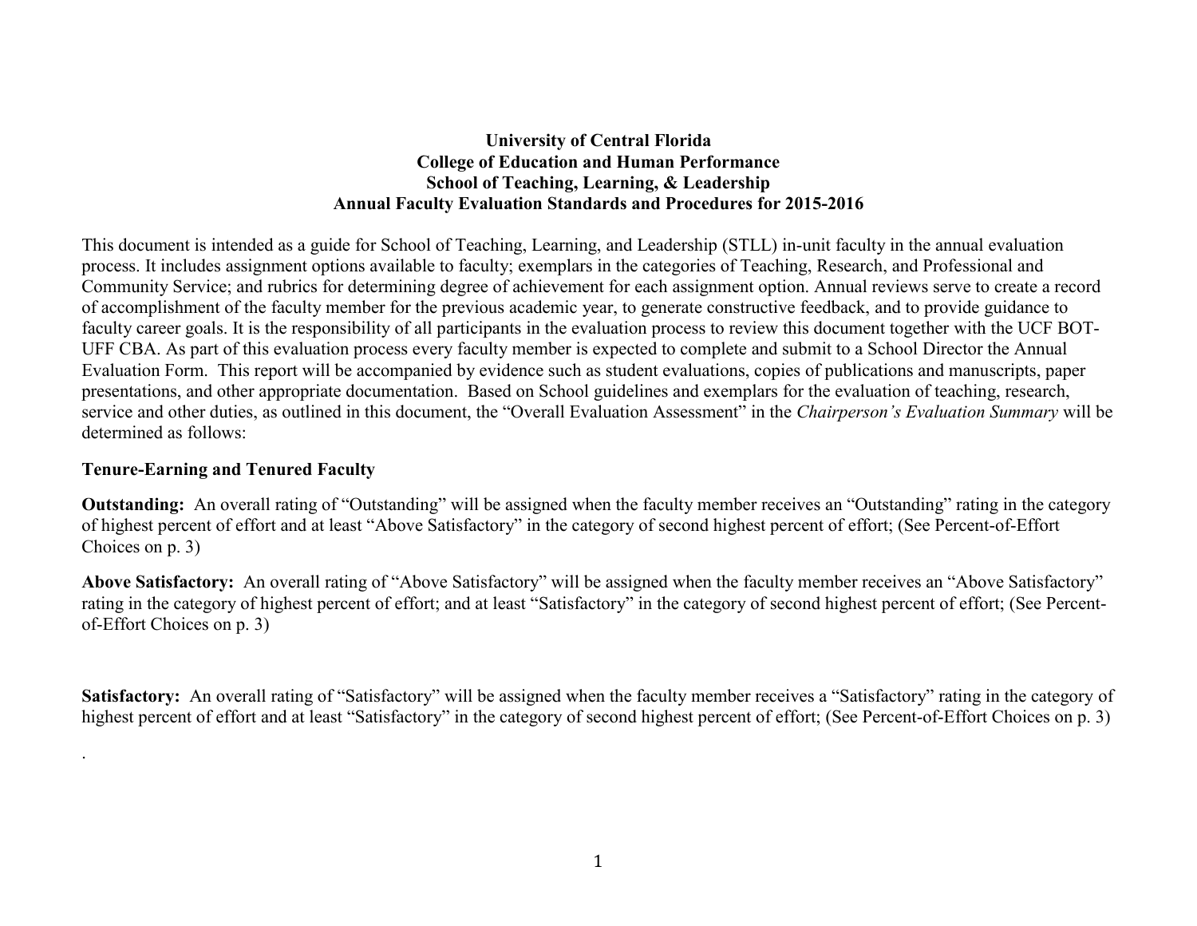# University of Central Florida
## College of Education and Human Performance
## School of Teaching, Learning, & Leadership
## Annual Faculty Evaluation Standards and Procedures for 2015-2016

This document is intended as a guide for School of Teaching, Learning, and Leadership (STLL) in-unit faculty in the annual evaluation process. It includes assignment options available to faculty; exemplars in the categories of Teaching, Research, and Professional and Community Service; and rubrics for determining degree of achievement for each assignment option. Annual reviews serve to create a record of accomplishment of the faculty member for the previous academic year, to generate constructive feedback, and to provide guidance to faculty career goals. It is the responsibility of all participants in the evaluation process to review this document together with the UCF BOT-UFF CBA. As part of this evaluation process every faculty member is expected to complete and submit to a School Director the Annual Evaluation Form. This report will be accompanied by evidence such as student evaluations, copies of publications and manuscripts, paper presentations, and other appropriate documentation. Based on School guidelines and exemplars for the evaluation of teaching, research, service and other duties, as outlined in this document, the "Overall Evaluation Assessment" in the *Chairperson's Evaluation Summary* will be determined as follows:

### Tenure-Earning and Tenured Faculty

**Outstanding:** An overall rating of "Outstanding" will be assigned when the faculty member receives an "Outstanding" rating in the category of highest percent of effort and at least "Above Satisfactory" in the category of second highest percent of effort; (See Percent-of-Effort Choices on p. 3)

**Above Satisfactory:** An overall rating of "Above Satisfactory" will be assigned when the faculty member receives an "Above Satisfactory" rating in the category of highest percent of effort; and at least "Satisfactory" in the category of second highest percent of effort; (See Percent-of-Effort Choices on p. 3)

**Satisfactory:** An overall rating of "Satisfactory" will be assigned when the faculty member receives a "Satisfactory" rating in the category of highest percent of effort and at least "Satisfactory" in the category of second highest percent of effort; (See Percent-of-Effort Choices on p. 3)

.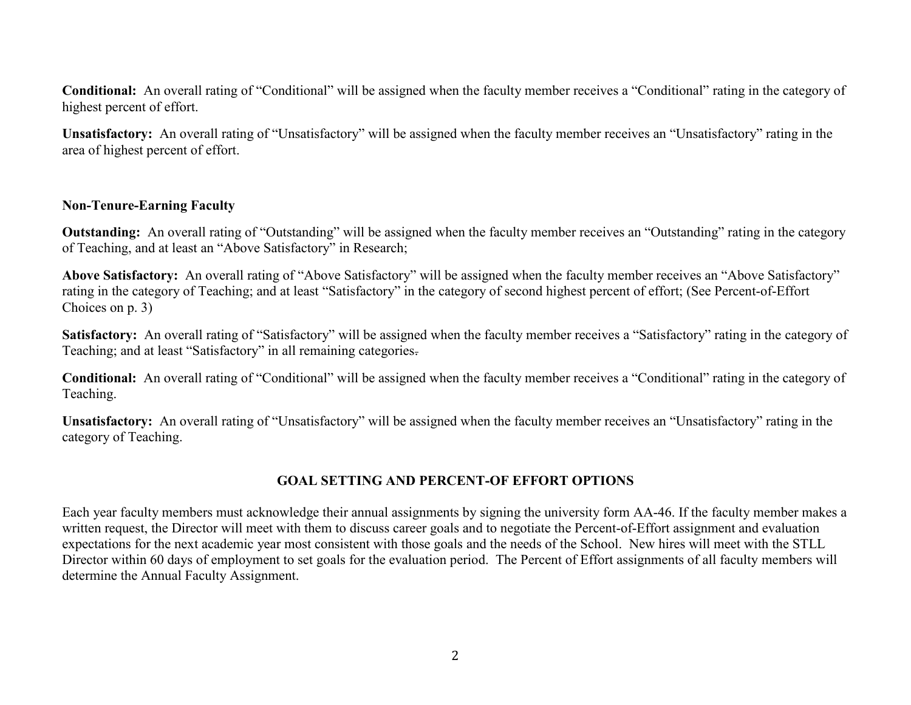**Conditional:** An overall rating of "Conditional" will be assigned when the faculty member receives a "Conditional" rating in the category of highest percent of effort.

**Unsatisfactory:** An overall rating of "Unsatisfactory" will be assigned when the faculty member receives an "Unsatisfactory" rating in the area of highest percent of effort.

**Non-Tenure-Earning Faculty**

**Outstanding:** An overall rating of "Outstanding" will be assigned when the faculty member receives an "Outstanding" rating in the category of Teaching, and at least an "Above Satisfactory" in Research;

**Above Satisfactory:** An overall rating of "Above Satisfactory" will be assigned when the faculty member receives an "Above Satisfactory" rating in the category of Teaching; and at least "Satisfactory" in the category of second highest percent of effort; (See Percent-of-Effort Choices on p. 3)

**Satisfactory:** An overall rating of "Satisfactory" will be assigned when the faculty member receives a "Satisfactory" rating in the category of Teaching; and at least "Satisfactory" in all remaining categories.

**Conditional:** An overall rating of "Conditional" will be assigned when the faculty member receives a "Conditional" rating in the category of Teaching.

**Unsatisfactory:** An overall rating of "Unsatisfactory" will be assigned when the faculty member receives an "Unsatisfactory" rating in the category of Teaching.

## GOAL SETTING AND PERCENT-OF EFFORT OPTIONS

Each year faculty members must acknowledge their annual assignments by signing the university form AA-46. If the faculty member makes a written request, the Director will meet with them to discuss career goals and to negotiate the Percent-of-Effort assignment and evaluation expectations for the next academic year most consistent with those goals and the needs of the School. New hires will meet with the STLL Director within 60 days of employment to set goals for the evaluation period. The Percent of Effort assignments of all faculty members will determine the Annual Faculty Assignment.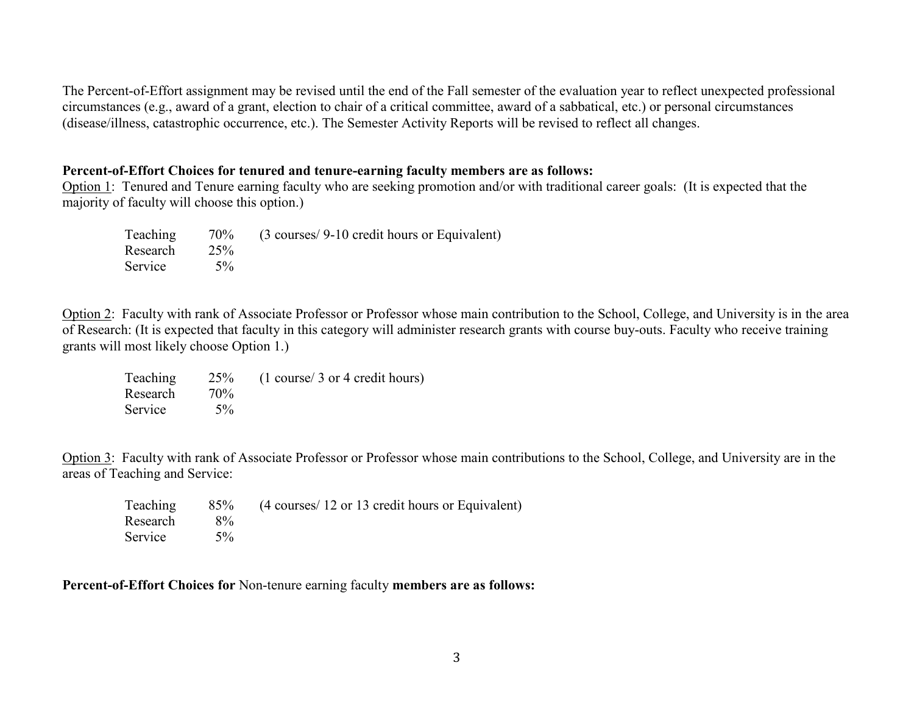The Percent-of-Effort assignment may be revised until the end of the Fall semester of the evaluation year to reflect unexpected professional circumstances (e.g., award of a grant, election to chair of a critical committee, award of a sabbatical, etc.) or personal circumstances (disease/illness, catastrophic occurrence, etc.). The Semester Activity Reports will be revised to reflect all changes.

**Percent-of-Effort Choices for tenured and tenure-earning faculty members are as follows:**

<u>Option 1</u>: Tenured and Tenure earning faculty who are seeking promotion and/or with traditional career goals: (It is expected that the majority of faculty will choose this option.)

| | | |
|---|---|---|
| Teaching | 70% | (3 courses/ 9-10 credit hours or Equivalent) |
| Research | 25% | |
| Service | 5% | |

<u>Option 2</u>: Faculty with rank of Associate Professor or Professor whose main contribution to the School, College, and University is in the area of Research: (It is expected that faculty in this category will administer research grants with course buy-outs. Faculty who receive training grants will most likely choose Option 1.)

| | | |
|---|---|---|
| Teaching | 25% | (1 course/ 3 or 4 credit hours) |
| Research | 70% | |
| Service | 5% | |

<u>Option 3</u>: Faculty with rank of Associate Professor or Professor whose main contributions to the School, College, and University are in the areas of Teaching and Service:

| | | |
|---|---|---|
| Teaching | 85% | (4 courses/ 12 or 13 credit hours or Equivalent) |
| Research | 8% | |
| Service | 5% | |

**Percent-of-Effort Choices for** Non-tenure earning faculty **members are as follows:**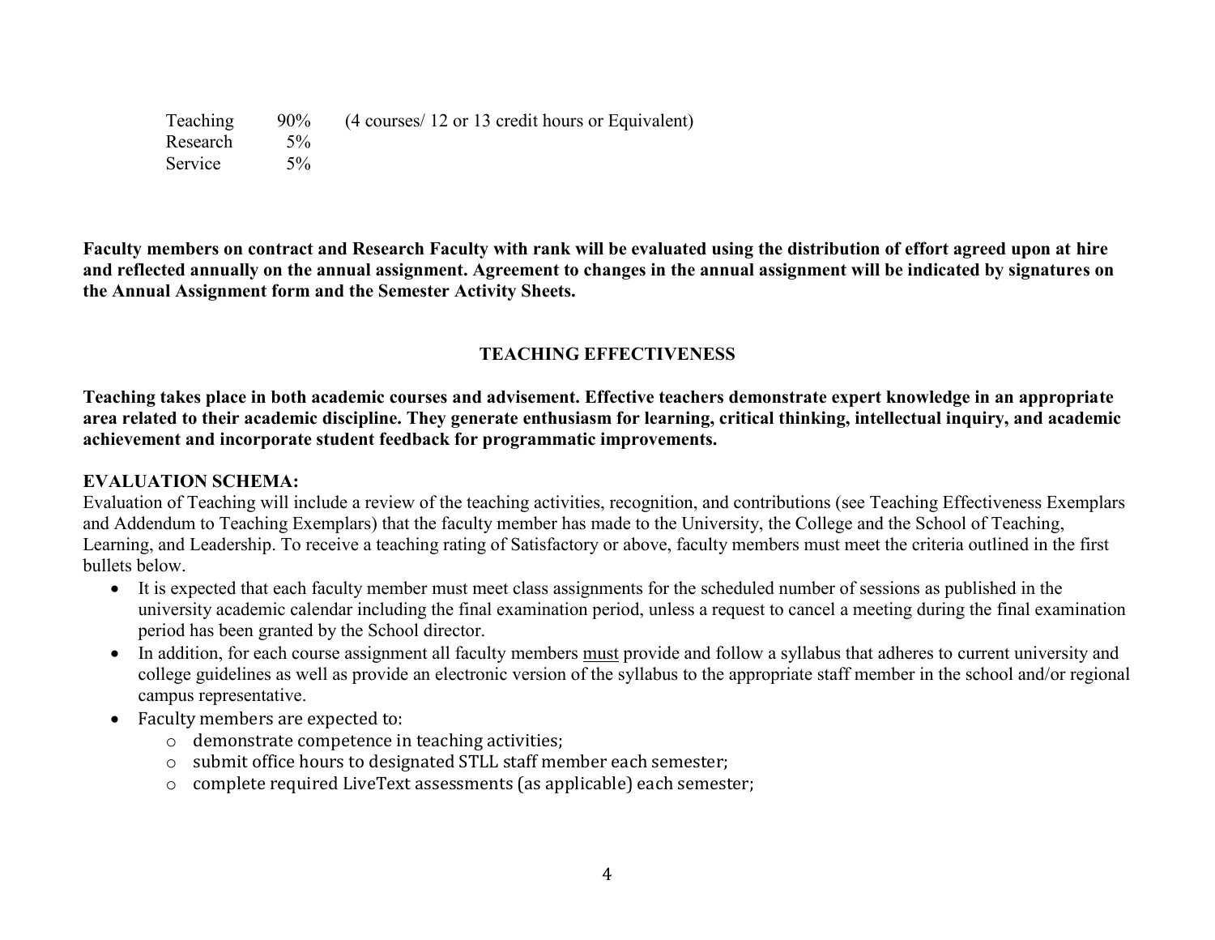| | | |
|---|---|---|
| Teaching | 90% | (4 courses/ 12 or 13 credit hours or Equivalent) |
| Research | 5% | |
| Service | 5% | |

**Faculty members on contract and Research Faculty with rank will be evaluated using the distribution of effort agreed upon at hire and reflected annually on the annual assignment. Agreement to changes in the annual assignment will be indicated by signatures on the Annual Assignment form and the Semester Activity Sheets.**

## TEACHING EFFECTIVENESS

**Teaching takes place in both academic courses and advisement. Effective teachers demonstrate expert knowledge in an appropriate area related to their academic discipline. They generate enthusiasm for learning, critical thinking, intellectual inquiry, and academic achievement and incorporate student feedback for programmatic improvements.**

**EVALUATION SCHEMA:**

Evaluation of Teaching will include a review of the teaching activities, recognition, and contributions (see Teaching Effectiveness Exemplars and Addendum to Teaching Exemplars) that the faculty member has made to the University, the College and the School of Teaching, Learning, and Leadership. To receive a teaching rating of Satisfactory or above, faculty members must meet the criteria outlined in the first bullets below.

- It is expected that each faculty member must meet class assignments for the scheduled number of sessions as published in the university academic calendar including the final examination period, unless a request to cancel a meeting during the final examination period has been granted by the School director.
- In addition, for each course assignment all faculty members <u>must</u> provide and follow a syllabus that adheres to current university and college guidelines as well as provide an electronic version of the syllabus to the appropriate staff member in the school and/or regional campus representative.
- Faculty members are expected to:
  - demonstrate competence in teaching activities;
  - submit office hours to designated STLL staff member each semester;
  - complete required LiveText assessments (as applicable) each semester;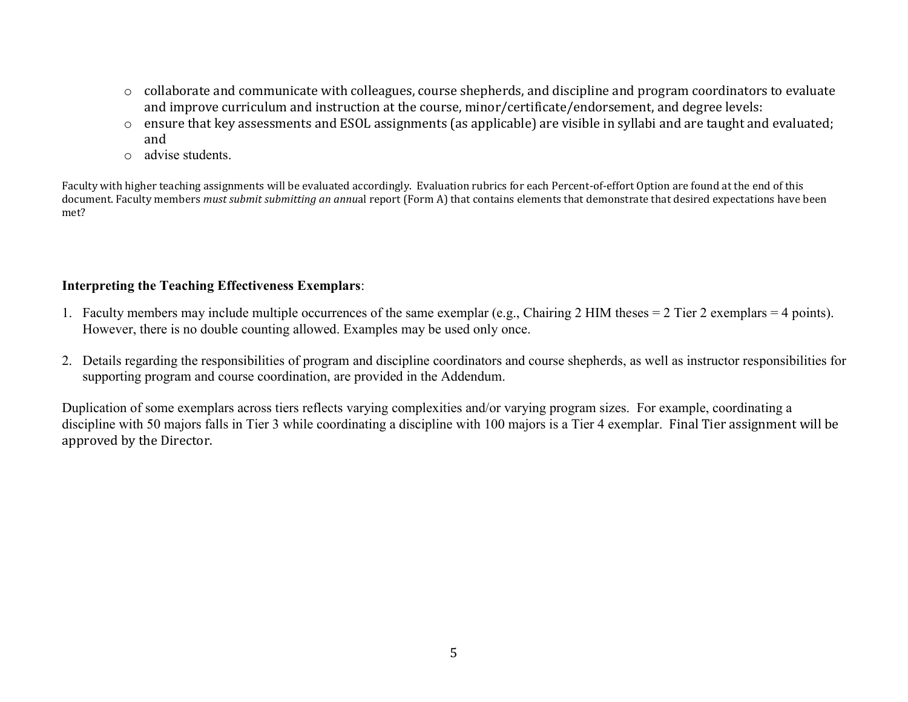- collaborate and communicate with colleagues, course shepherds, and discipline and program coordinators to evaluate and improve curriculum and instruction at the course, minor/certificate/endorsement, and degree levels:
- ensure that key assessments and ESOL assignments (as applicable) are visible in syllabi and are taught and evaluated; and
- advise students.

Faculty with higher teaching assignments will be evaluated accordingly. Evaluation rubrics for each Percent-of-effort Option are found at the end of this document. Faculty members *must submit submitting an annu*al report (Form A) that contains elements that demonstrate that desired expectations have been met?

**Interpreting the Teaching Effectiveness Exemplars**:

1. Faculty members may include multiple occurrences of the same exemplar (e.g., Chairing 2 HIM theses = 2 Tier 2 exemplars = 4 points). However, there is no double counting allowed. Examples may be used only once.

2. Details regarding the responsibilities of program and discipline coordinators and course shepherds, as well as instructor responsibilities for supporting program and course coordination, are provided in the Addendum.

Duplication of some exemplars across tiers reflects varying complexities and/or varying program sizes. For example, coordinating a discipline with 50 majors falls in Tier 3 while coordinating a discipline with 100 majors is a Tier 4 exemplar. Final Tier assignment will be approved by the Director.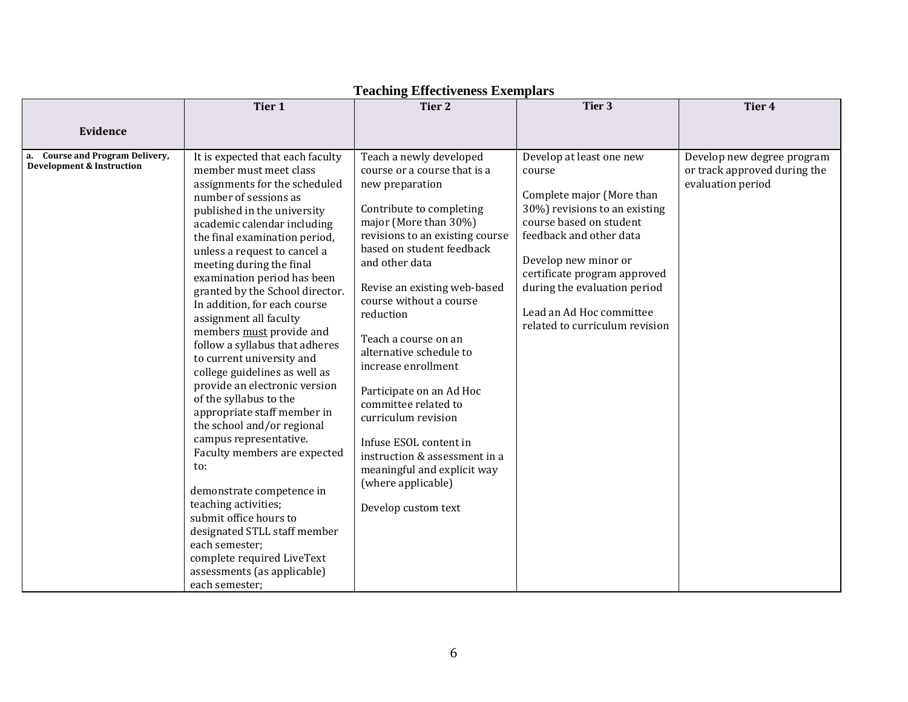**Teaching Effectiveness Exemplars**

| Evidence | Tier 1 | Tier 2 | Tier 3 | Tier 4 |
|---|---|---|---|---|
| **a. Course and Program Delivery, Development & Instruction** | It is expected that each faculty member must meet class assignments for the scheduled number of sessions as published in the university academic calendar including the final examination period, unless a request to cancel a meeting during the final examination period has been granted by the School director. In addition, for each course assignment all faculty members <u>must</u> provide and follow a syllabus that adheres to current university and college guidelines as well as provide an electronic version of the syllabus to the appropriate staff member in the school and/or regional campus representative. Faculty members are expected to:<br><br>demonstrate competence in teaching activities;<br>submit office hours to designated STLL staff member each semester;<br>complete required LiveText assessments (as applicable) each semester; | Teach a newly developed course or a course that is a new preparation<br><br>Contribute to completing major (More than 30%) revisions to an existing course based on student feedback and other data<br><br>Revise an existing web-based course without a course reduction<br><br>Teach a course on an alternative schedule to increase enrollment<br><br>Participate on an Ad Hoc committee related to curriculum revision<br><br>Infuse ESOL content in instruction & assessment in a meaningful and explicit way (where applicable)<br><br>Develop custom text | Develop at least one new course<br><br>Complete major (More than 30%) revisions to an existing course based on student feedback and other data<br><br>Develop new minor or certificate program approved during the evaluation period<br><br>Lead an Ad Hoc committee related to curriculum revision | Develop new degree program or track approved during the evaluation period |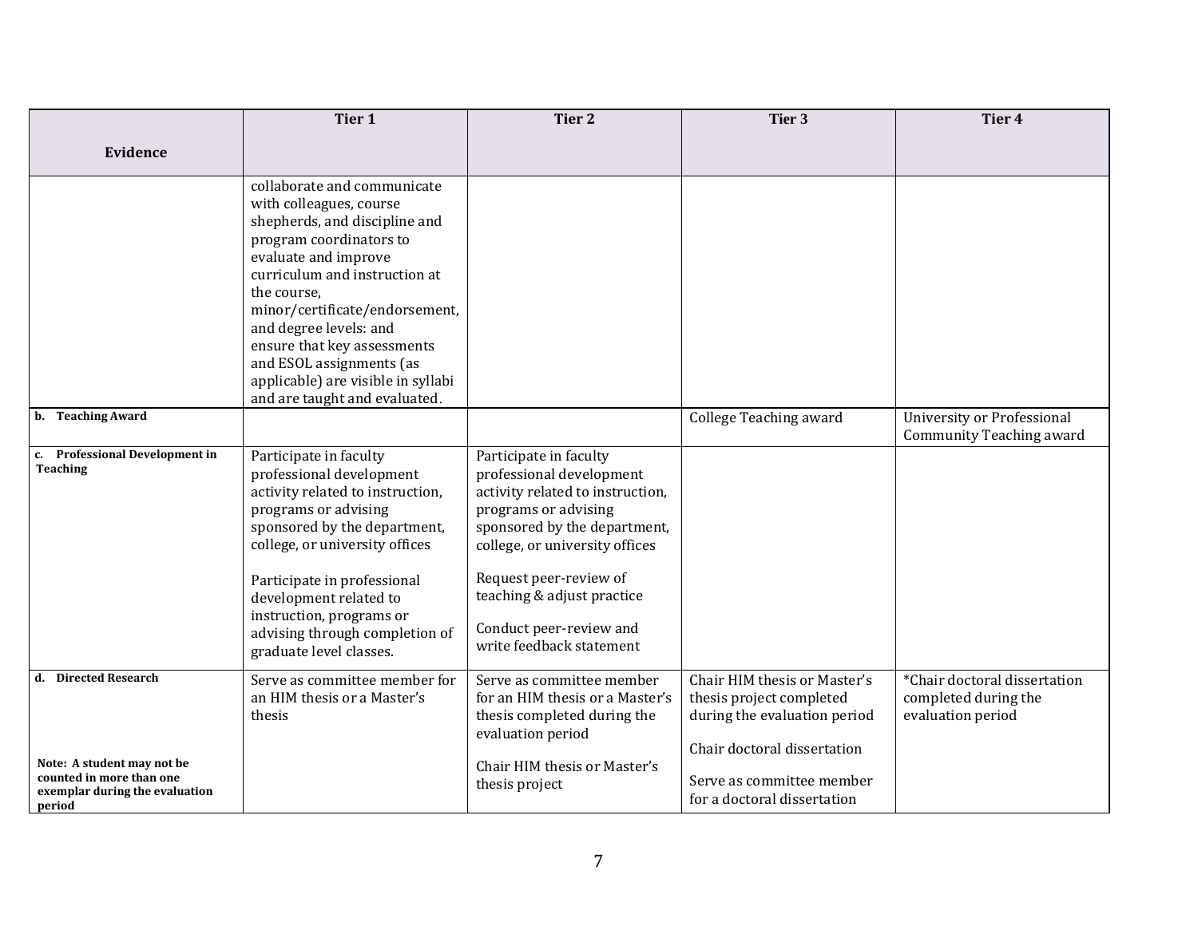| Evidence | Tier 1 | Tier 2 | Tier 3 | Tier 4 |
|---|---|---|---|---|
| | collaborate and communicate with colleagues, course shepherds, and discipline and program coordinators to evaluate and improve curriculum and instruction at the course, minor/certificate/endorsement, and degree levels: and ensure that key assessments and ESOL assignments (as applicable) are visible in syllabi and are taught and evaluated. | | | |
| **b. Teaching Award** | | | College Teaching award | University or Professional Community Teaching award |
| **c. Professional Development in Teaching** | Participate in faculty professional development activity related to instruction, programs or advising sponsored by the department, college, or university offices<br><br>Participate in professional development related to instruction, programs or advising through completion of graduate level classes. | Participate in faculty professional development activity related to instruction, programs or advising sponsored by the department, college, or university offices<br><br>Request peer-review of teaching & adjust practice<br><br>Conduct peer-review and write feedback statement | | |
| **d. Directed Research**<br><br>**Note: A student may not be counted in more than one exemplar during the evaluation period** | Serve as committee member for an HIM thesis or a Master's thesis | Serve as committee member for an HIM thesis or a Master's thesis completed during the evaluation period<br><br>Chair HIM thesis or Master's thesis project | Chair HIM thesis or Master's thesis project completed during the evaluation period<br><br>Chair doctoral dissertation<br><br>Serve as committee member for a doctoral dissertation | *Chair doctoral dissertation completed during the evaluation period |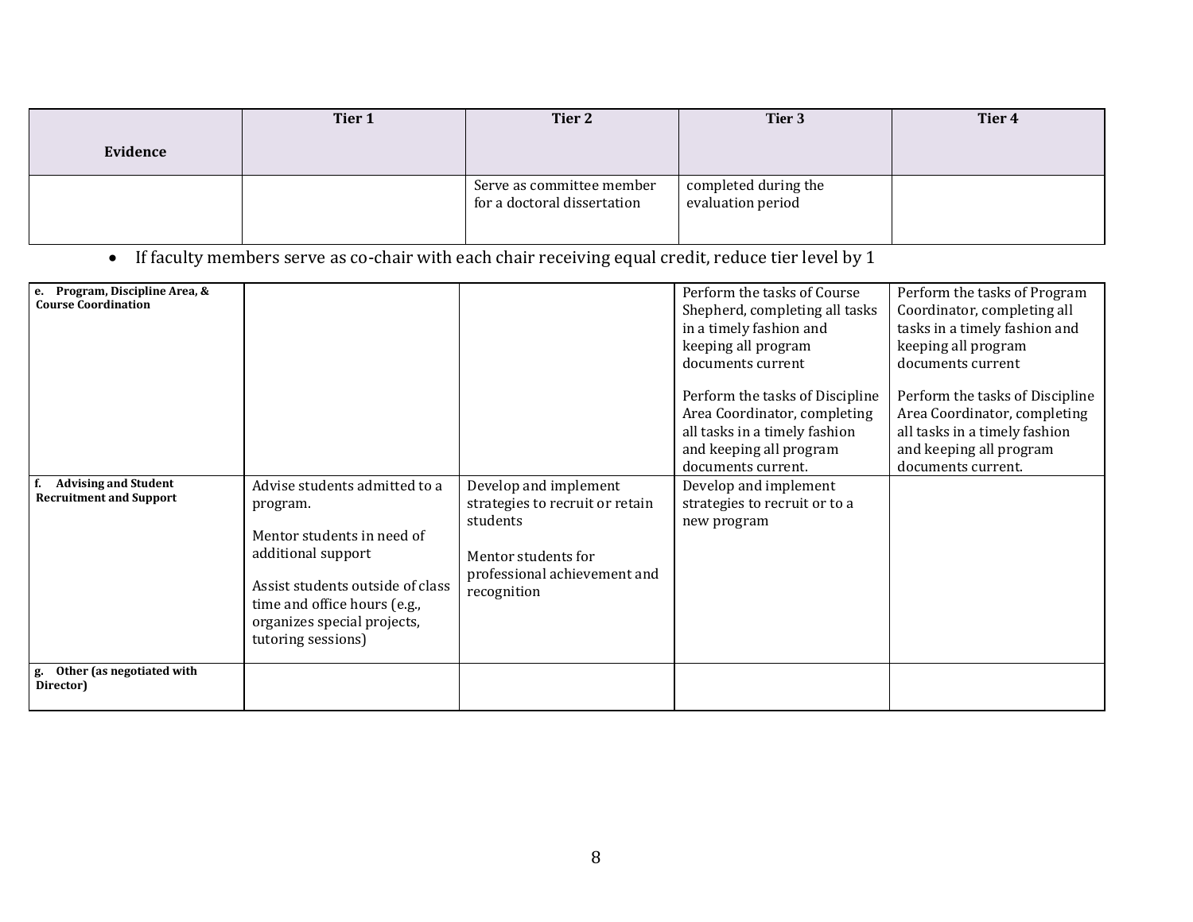| Evidence | Tier 1 | Tier 2 | Tier 3 | Tier 4 |
|---|---|---|---|---|
| | | Serve as committee member for a doctoral dissertation | completed during the evaluation period | |

- If faculty members serve as co-chair with each chair receiving equal credit, reduce tier level by 1

| | | | | |
|---|---|---|---|---|
| **e. Program, Discipline Area, & Course Coordination** | | | Perform the tasks of Course Shepherd, completing all tasks in a timely fashion and keeping all program documents current<br><br>Perform the tasks of Discipline Area Coordinator, completing all tasks in a timely fashion and keeping all program documents current. | Perform the tasks of Program Coordinator, completing all tasks in a timely fashion and keeping all program documents current<br><br>Perform the tasks of Discipline Area Coordinator, completing all tasks in a timely fashion and keeping all program documents current. |
| **f. Advising and Student Recruitment and Support** | Advise students admitted to a program.<br><br>Mentor students in need of additional support<br><br>Assist students outside of class time and office hours (e.g., organizes special projects, tutoring sessions) | Develop and implement strategies to recruit or retain students<br><br>Mentor students for professional achievement and recognition | Develop and implement strategies to recruit or to a new program | |
| **g. Other (as negotiated with Director)** | | | | |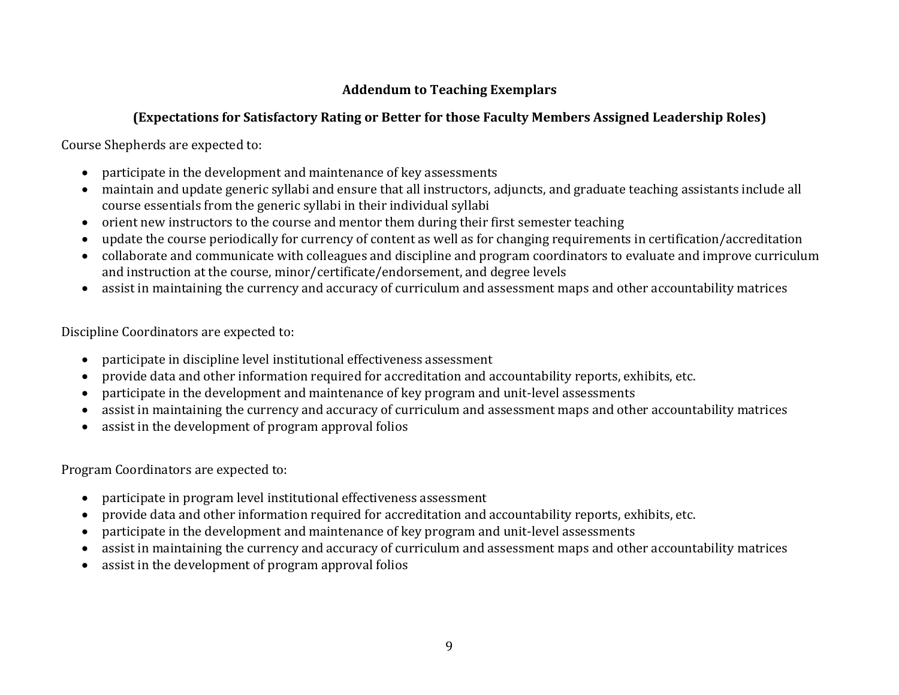**Addendum to Teaching Exemplars**

**(Expectations for Satisfactory Rating or Better for those Faculty Members Assigned Leadership Roles)**

Course Shepherds are expected to:

- participate in the development and maintenance of key assessments
- maintain and update generic syllabi and ensure that all instructors, adjuncts, and graduate teaching assistants include all course essentials from the generic syllabi in their individual syllabi
- orient new instructors to the course and mentor them during their first semester teaching
- update the course periodically for currency of content as well as for changing requirements in certification/accreditation
- collaborate and communicate with colleagues and discipline and program coordinators to evaluate and improve curriculum and instruction at the course, minor/certificate/endorsement, and degree levels
- assist in maintaining the currency and accuracy of curriculum and assessment maps and other accountability matrices

Discipline Coordinators are expected to:

- participate in discipline level institutional effectiveness assessment
- provide data and other information required for accreditation and accountability reports, exhibits, etc.
- participate in the development and maintenance of key program and unit-level assessments
- assist in maintaining the currency and accuracy of curriculum and assessment maps and other accountability matrices
- assist in the development of program approval folios

Program Coordinators are expected to:

- participate in program level institutional effectiveness assessment
- provide data and other information required for accreditation and accountability reports, exhibits, etc.
- participate in the development and maintenance of key program and unit-level assessments
- assist in maintaining the currency and accuracy of curriculum and assessment maps and other accountability matrices
- assist in the development of program approval folios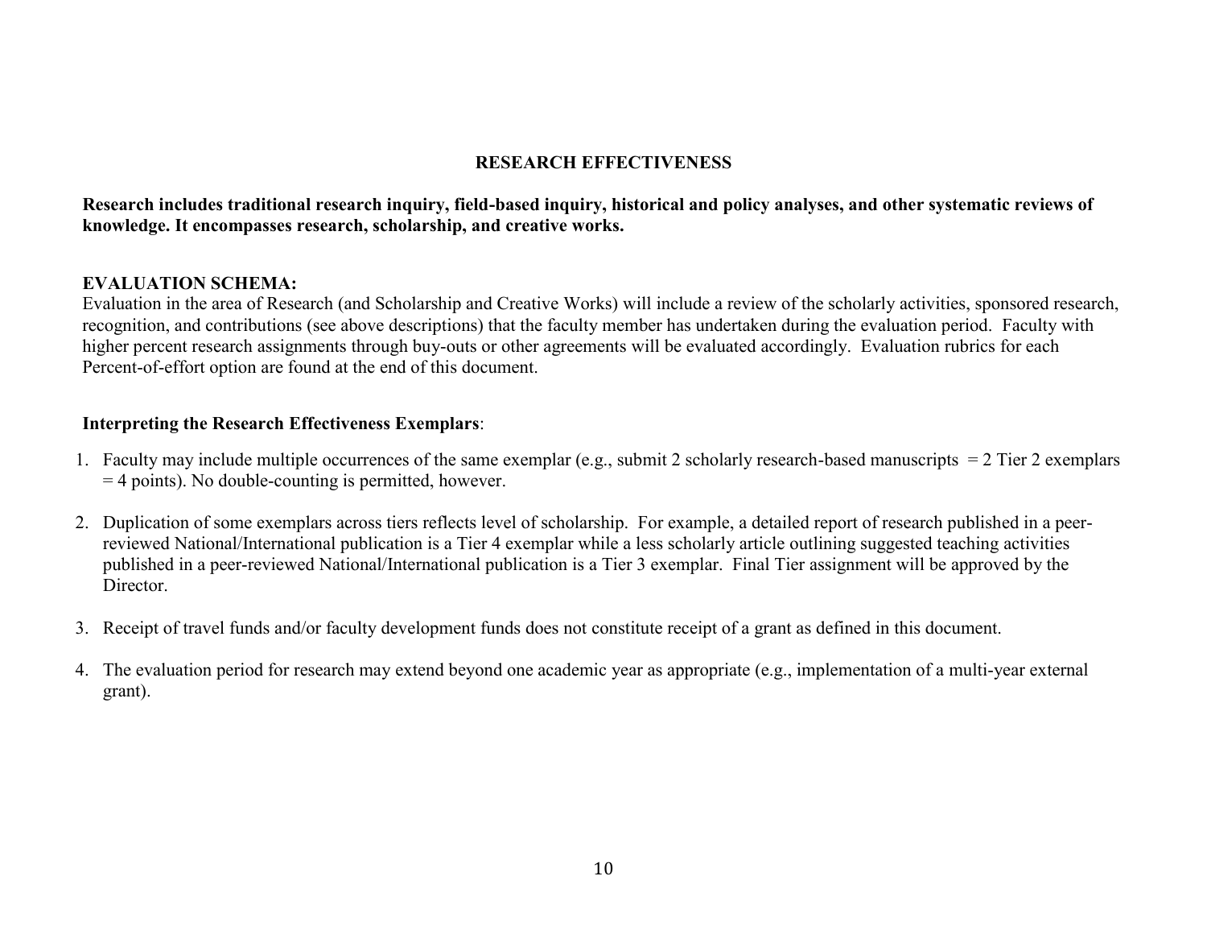## RESEARCH EFFECTIVENESS

**Research includes traditional research inquiry, field-based inquiry, historical and policy analyses, and other systematic reviews of knowledge. It encompasses research, scholarship, and creative works.**

### EVALUATION SCHEMA:

Evaluation in the area of Research (and Scholarship and Creative Works) will include a review of the scholarly activities, sponsored research, recognition, and contributions (see above descriptions) that the faculty member has undertaken during the evaluation period. Faculty with higher percent research assignments through buy-outs or other agreements will be evaluated accordingly. Evaluation rubrics for each Percent-of-effort option are found at the end of this document.

**Interpreting the Research Effectiveness Exemplars**:

1. Faculty may include multiple occurrences of the same exemplar (e.g., submit 2 scholarly research-based manuscripts = 2 Tier 2 exemplars = 4 points). No double-counting is permitted, however.

2. Duplication of some exemplars across tiers reflects level of scholarship. For example, a detailed report of research published in a peer-reviewed National/International publication is a Tier 4 exemplar while a less scholarly article outlining suggested teaching activities published in a peer-reviewed National/International publication is a Tier 3 exemplar. Final Tier assignment will be approved by the Director.

3. Receipt of travel funds and/or faculty development funds does not constitute receipt of a grant as defined in this document.

4. The evaluation period for research may extend beyond one academic year as appropriate (e.g., implementation of a multi-year external grant).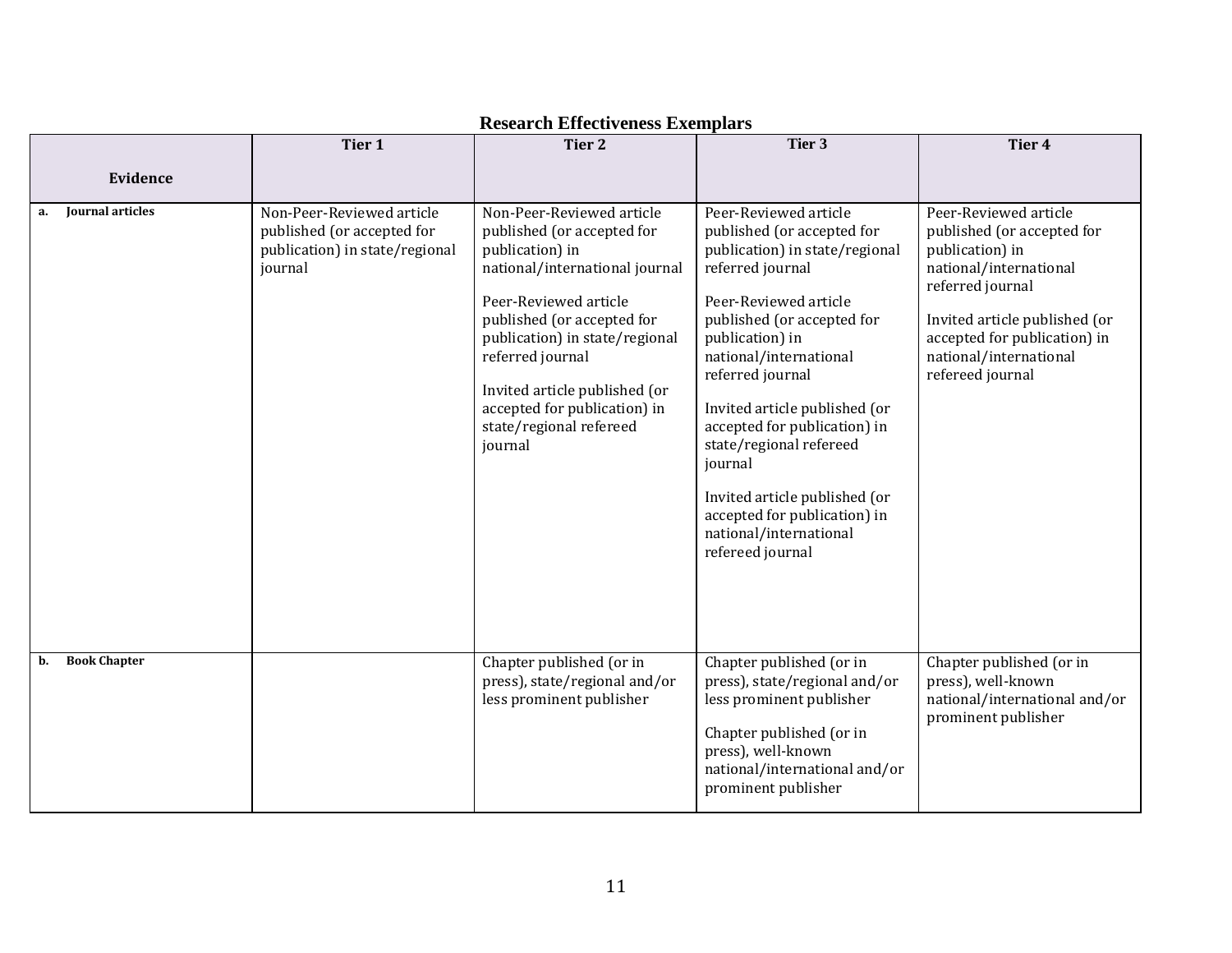## Research Effectiveness Exemplars

| Evidence | Tier 1 | Tier 2 | Tier 3 | Tier 4 |
|---|---|---|---|---|
| a. **Journal articles** | Non-Peer-Reviewed article published (or accepted for publication) in state/regional journal | Non-Peer-Reviewed article published (or accepted for publication) in national/international journal<br><br>Peer-Reviewed article published (or accepted for publication) in state/regional referred journal<br><br>Invited article published (or accepted for publication) in state/regional refereed journal | Peer-Reviewed article published (or accepted for publication) in state/regional referred journal<br><br>Peer-Reviewed article published (or accepted for publication) in national/international referred journal<br><br>Invited article published (or accepted for publication) in state/regional refereed journal<br><br>Invited article published (or accepted for publication) in national/international refereed journal | Peer-Reviewed article published (or accepted for publication) in national/international referred journal<br><br>Invited article published (or accepted for publication) in national/international refereed journal |
| b. **Book Chapter** | | Chapter published (or in press), state/regional and/or less prominent publisher | Chapter published (or in press), state/regional and/or less prominent publisher<br><br>Chapter published (or in press), well-known national/international and/or prominent publisher | Chapter published (or in press), well-known national/international and/or prominent publisher |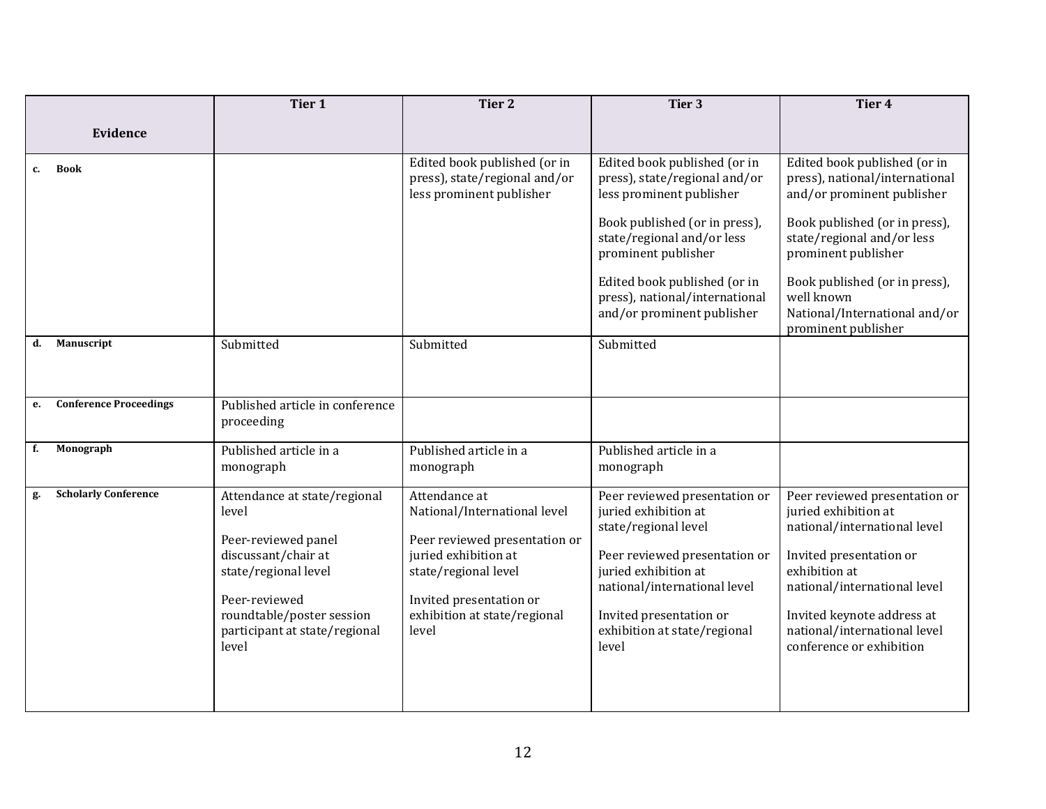| Evidence | Tier 1 | Tier 2 | Tier 3 | Tier 4 |
|---|---|---|---|---|
| **c. Book** | | Edited book published (or in press), state/regional and/or less prominent publisher | Edited book published (or in press), state/regional and/or less prominent publisher<br><br>Book published (or in press), state/regional and/or less prominent publisher<br><br>Edited book published (or in press), national/international and/or prominent publisher | Edited book published (or in press), national/international and/or prominent publisher<br><br>Book published (or in press), state/regional and/or less prominent publisher<br><br>Book published (or in press), well known National/International and/or prominent publisher |
| **d. Manuscript** | Submitted | Submitted | Submitted | |
| **e. Conference Proceedings** | Published article in conference proceeding | | | |
| **f. Monograph** | Published article in a monograph | Published article in a monograph | Published article in a monograph | |
| **g. Scholarly Conference** | Attendance at state/regional level<br><br>Peer-reviewed panel discussant/chair at state/regional level<br><br>Peer-reviewed roundtable/poster session participant at state/regional level | Attendance at National/International level<br><br>Peer reviewed presentation or juried exhibition at state/regional level<br><br>Invited presentation or exhibition at state/regional level | Peer reviewed presentation or juried exhibition at state/regional level<br><br>Peer reviewed presentation or juried exhibition at national/international level<br><br>Invited presentation or exhibition at state/regional level | Peer reviewed presentation or juried exhibition at national/international level<br><br>Invited presentation or exhibition at national/international level<br><br>Invited keynote address at national/international level conference or exhibition |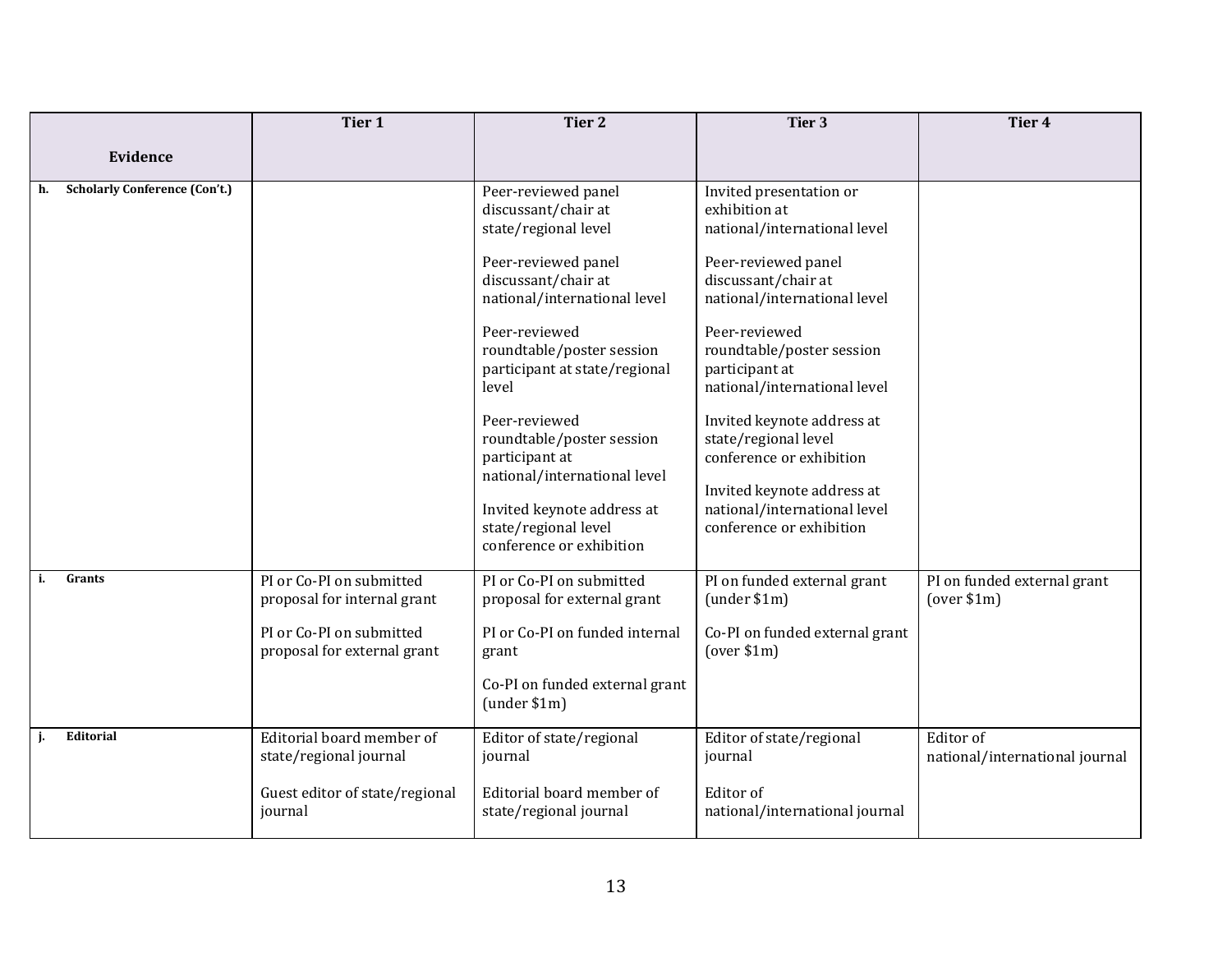| Evidence | Tier 1 | Tier 2 | Tier 3 | Tier 4 |
|---|---|---|---|---|
| **h. Scholarly Conference (Con't.)** | | Peer-reviewed panel discussant/chair at state/regional level<br><br>Peer-reviewed panel discussant/chair at national/international level<br><br>Peer-reviewed roundtable/poster session participant at state/regional level<br><br>Peer-reviewed roundtable/poster session participant at national/international level<br><br>Invited keynote address at state/regional level conference or exhibition | Invited presentation or exhibition at national/international level<br><br>Peer-reviewed panel discussant/chair at national/international level<br><br>Peer-reviewed roundtable/poster session participant at national/international level<br><br>Invited keynote address at state/regional level conference or exhibition<br><br>Invited keynote address at national/international level conference or exhibition | |
| **i. Grants** | PI or Co-PI on submitted proposal for internal grant<br><br>PI or Co-PI on submitted proposal for external grant | PI or Co-PI on submitted proposal for external grant<br><br>PI or Co-PI on funded internal grant<br><br>Co-PI on funded external grant (under $1m) | PI on funded external grant (under $1m)<br><br>Co-PI on funded external grant (over $1m) | PI on funded external grant (over $1m) |
| **j. Editorial** | Editorial board member of state/regional journal<br><br>Guest editor of state/regional journal | Editor of state/regional journal<br><br>Editorial board member of state/regional journal | Editor of state/regional journal<br><br>Editor of national/international journal | Editor of national/international journal |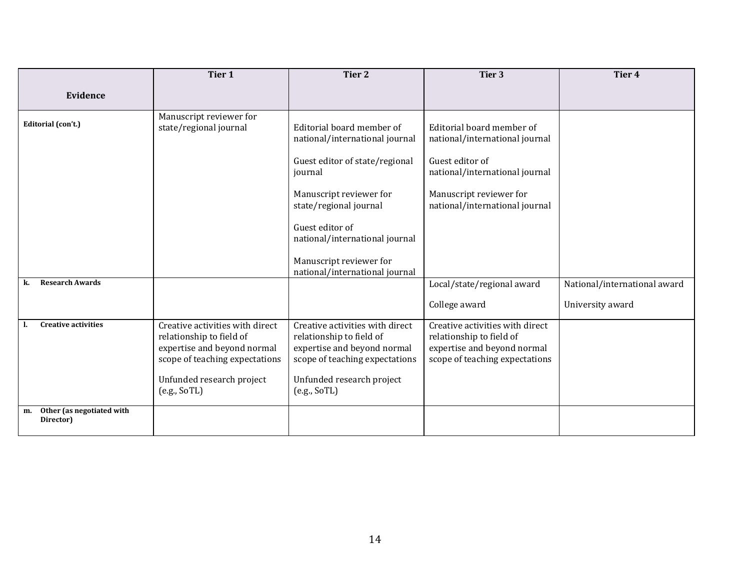| Evidence | Tier 1 | Tier 2 | Tier 3 | Tier 4 |
|---|---|---|---|---|
| **Editorial (con't.)** | Manuscript reviewer for state/regional journal | Editorial board member of national/international journal<br><br>Guest editor of state/regional journal<br><br>Manuscript reviewer for state/regional journal<br><br>Guest editor of national/international journal<br><br>Manuscript reviewer for national/international journal | Editorial board member of national/international journal<br><br>Guest editor of national/international journal<br><br>Manuscript reviewer for national/international journal | |
| **k. Research Awards** | | | Local/state/regional award<br><br>College award | National/international award<br><br>University award |
| **l. Creative activities** | Creative activities with direct relationship to field of expertise and beyond normal scope of teaching expectations<br><br>Unfunded research project (e.g., SoTL) | Creative activities with direct relationship to field of expertise and beyond normal scope of teaching expectations<br><br>Unfunded research project (e.g., SoTL) | Creative activities with direct relationship to field of expertise and beyond normal scope of teaching expectations | |
| **m. Other (as negotiated with Director)** | | | | |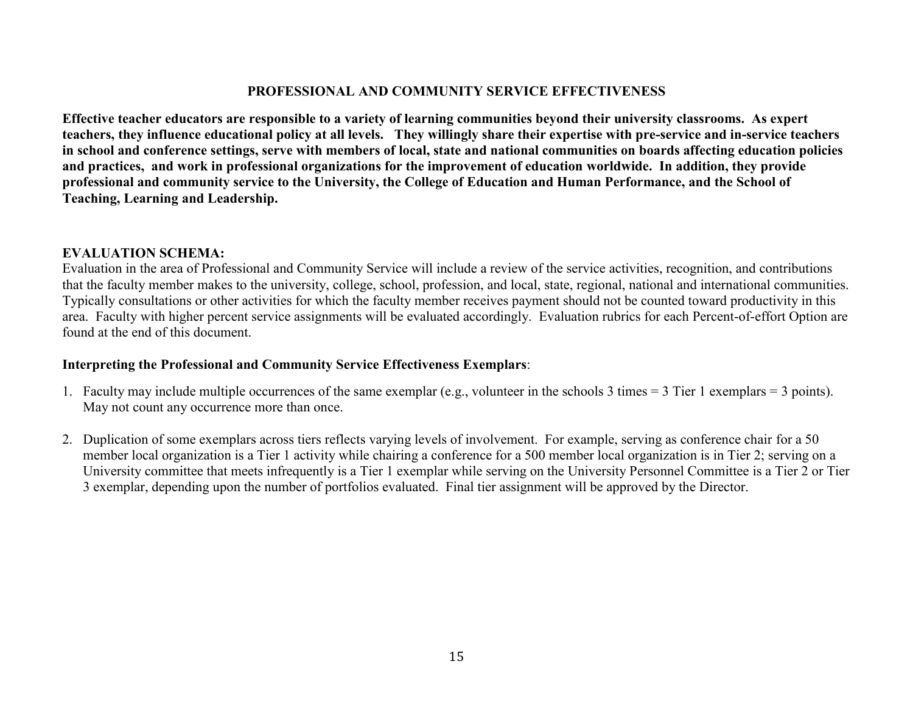# PROFESSIONAL AND COMMUNITY SERVICE EFFECTIVENESS

**Effective teacher educators are responsible to a variety of learning communities beyond their university classrooms. As expert teachers, they influence educational policy at all levels. They willingly share their expertise with pre-service and in-service teachers in school and conference settings, serve with members of local, state and national communities on boards affecting education policies and practices, and work in professional organizations for the improvement of education worldwide. In addition, they provide professional and community service to the University, the College of Education and Human Performance, and the School of Teaching, Learning and Leadership.**

**EVALUATION SCHEMA:**

Evaluation in the area of Professional and Community Service will include a review of the service activities, recognition, and contributions that the faculty member makes to the university, college, school, profession, and local, state, regional, national and international communities. Typically consultations or other activities for which the faculty member receives payment should not be counted toward productivity in this area. Faculty with higher percent service assignments will be evaluated accordingly. Evaluation rubrics for each Percent-of-effort Option are found at the end of this document.

**Interpreting the Professional and Community Service Effectiveness Exemplars**:

1. Faculty may include multiple occurrences of the same exemplar (e.g., volunteer in the schools 3 times = 3 Tier 1 exemplars = 3 points). May not count any occurrence more than once.

2. Duplication of some exemplars across tiers reflects varying levels of involvement. For example, serving as conference chair for a 50 member local organization is a Tier 1 activity while chairing a conference for a 500 member local organization is in Tier 2; serving on a University committee that meets infrequently is a Tier 1 exemplar while serving on the University Personnel Committee is a Tier 2 or Tier 3 exemplar, depending upon the number of portfolios evaluated. Final tier assignment will be approved by the Director.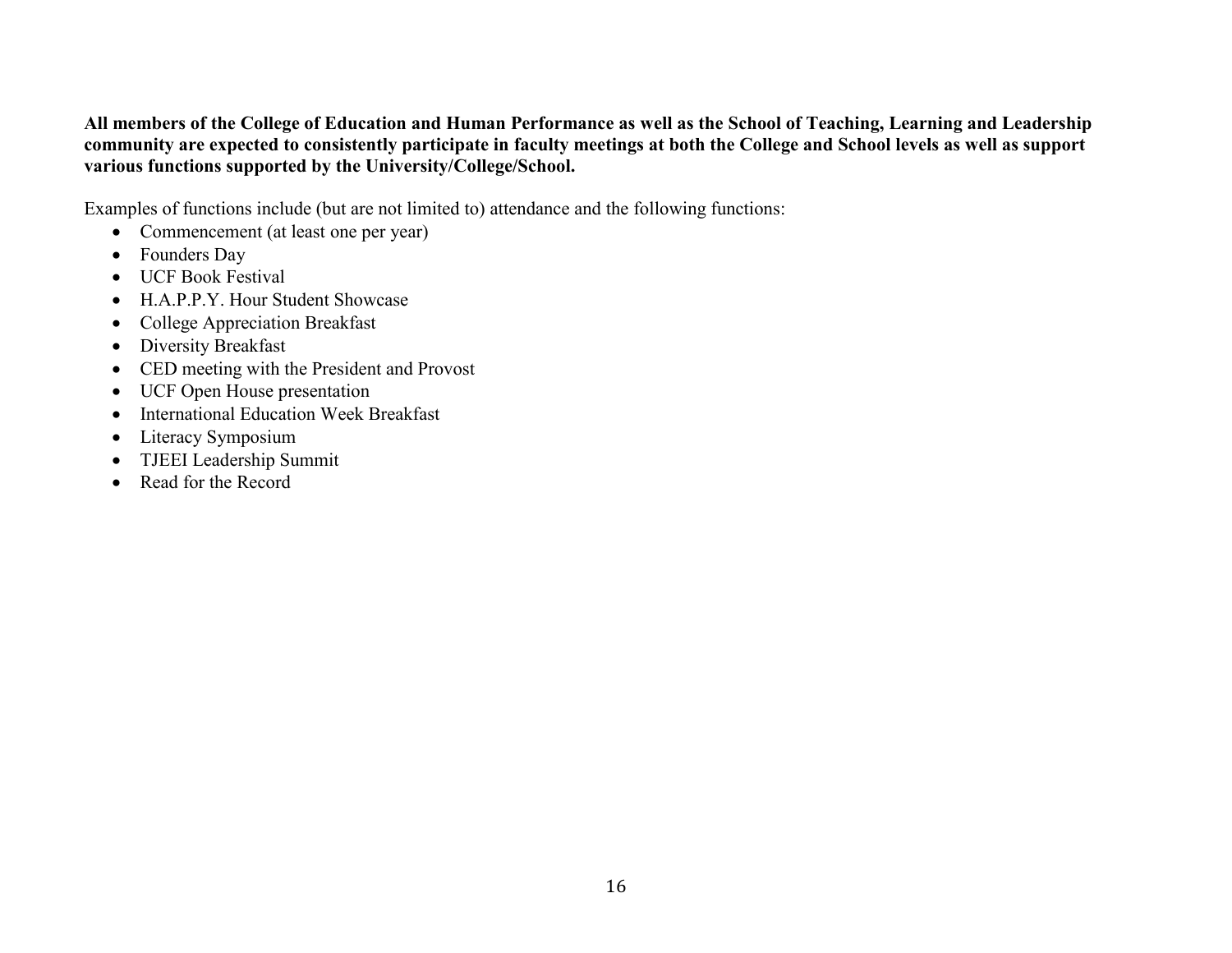**All members of the College of Education and Human Performance as well as the School of Teaching, Learning and Leadership community are expected to consistently participate in faculty meetings at both the College and School levels as well as support various functions supported by the University/College/School.**

Examples of functions include (but are not limited to) attendance and the following functions:

- Commencement (at least one per year)
- Founders Day
- UCF Book Festival
- H.A.P.P.Y. Hour Student Showcase
- College Appreciation Breakfast
- Diversity Breakfast
- CED meeting with the President and Provost
- UCF Open House presentation
- International Education Week Breakfast
- Literacy Symposium
- TJEEI Leadership Summit
- Read for the Record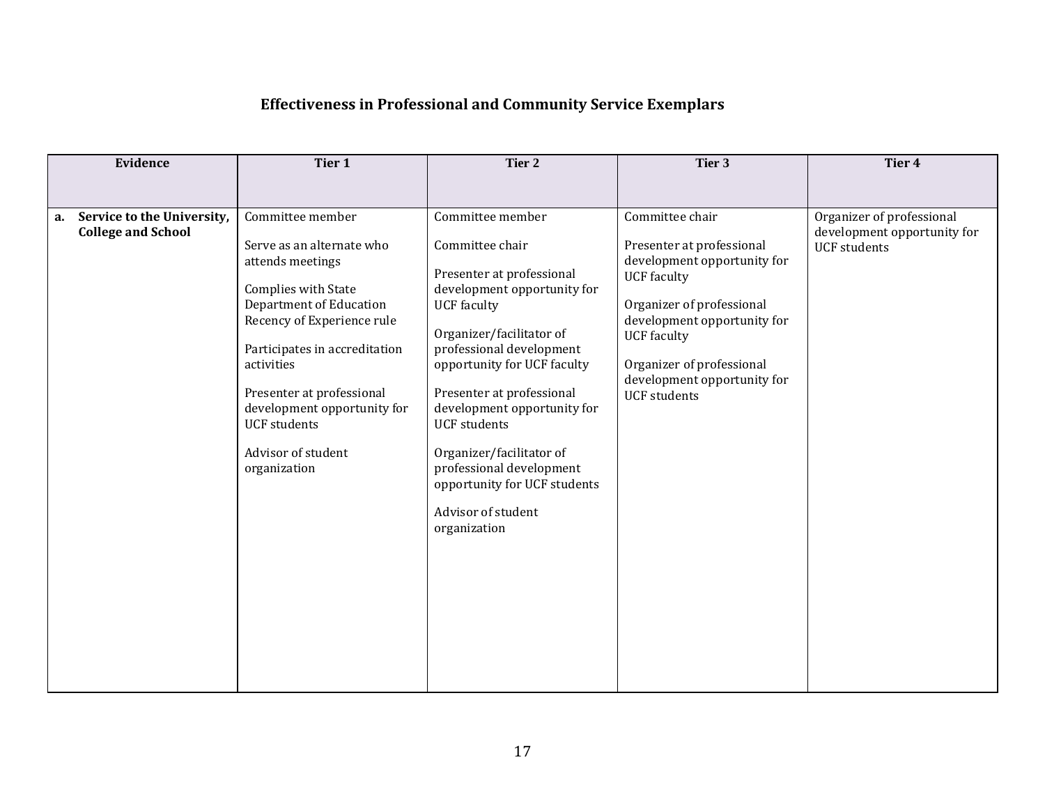## Effectiveness in Professional and Community Service Exemplars

| Evidence | Tier 1 | Tier 2 | Tier 3 | Tier 4 |
|---|---|---|---|---|
| **a. Service to the University, College and School** | Committee member<br><br>Serve as an alternate who attends meetings<br><br>Complies with State Department of Education Recency of Experience rule<br><br>Participates in accreditation activities<br><br>Presenter at professional development opportunity for UCF students<br><br>Advisor of student organization | Committee member<br><br>Committee chair<br><br>Presenter at professional development opportunity for UCF faculty<br><br>Organizer/facilitator of professional development opportunity for UCF faculty<br><br>Presenter at professional development opportunity for UCF students<br><br>Organizer/facilitator of professional development opportunity for UCF students<br><br>Advisor of student organization | Committee chair<br><br>Presenter at professional development opportunity for UCF faculty<br><br>Organizer of professional development opportunity for UCF faculty<br><br>Organizer of professional development opportunity for UCF students | Organizer of professional development opportunity for UCF students |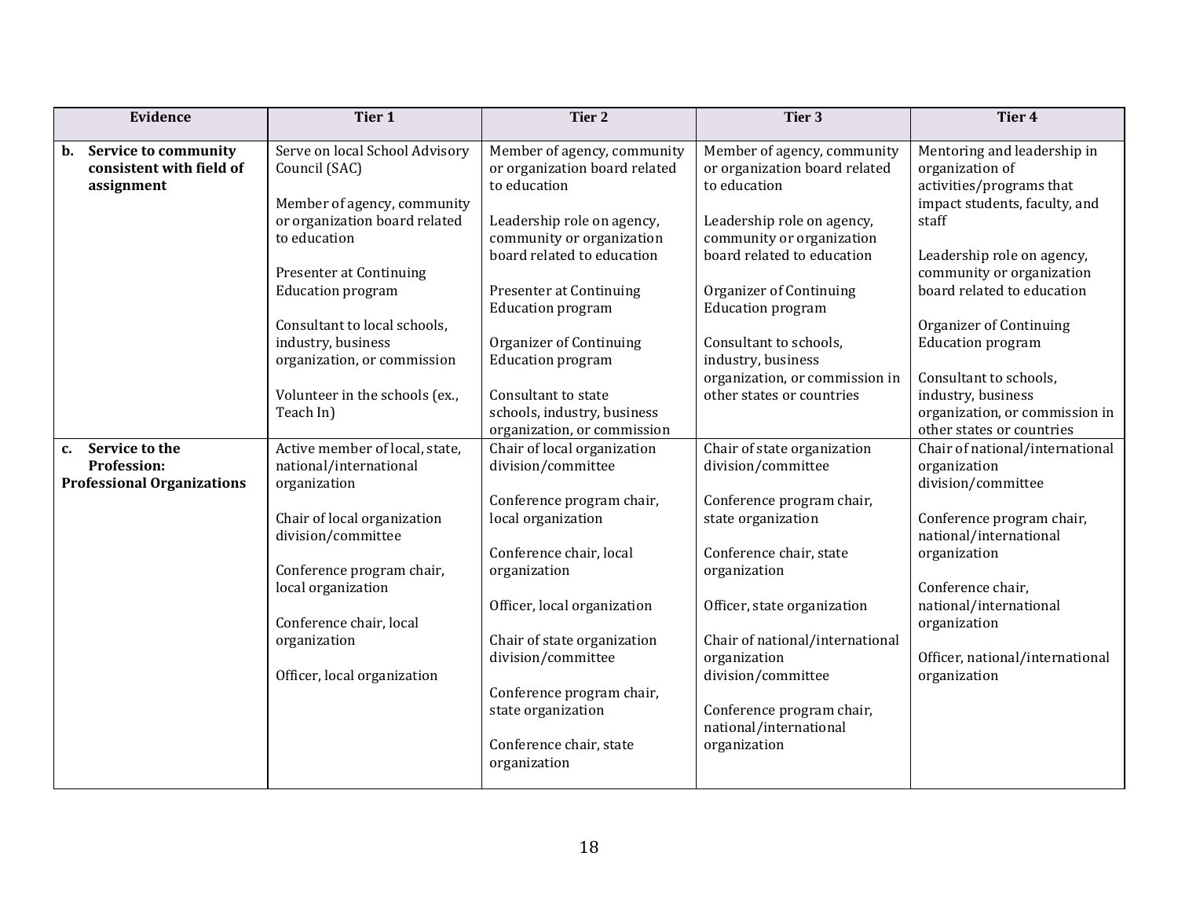| Evidence | Tier 1 | Tier 2 | Tier 3 | Tier 4 |
|---|---|---|---|---|
| **b. Service to community consistent with field of assignment** | Serve on local School Advisory Council (SAC)<br><br>Member of agency, community or organization board related to education<br><br>Presenter at Continuing Education program<br><br>Consultant to local schools, industry, business organization, or commission<br><br>Volunteer in the schools (ex., Teach In) | Member of agency, community or organization board related to education<br><br>Leadership role on agency, community or organization board related to education<br><br>Presenter at Continuing Education program<br><br>Organizer of Continuing Education program<br><br>Consultant to state schools, industry, business organization, or commission | Member of agency, community or organization board related to education<br><br>Leadership role on agency, community or organization board related to education<br><br>Organizer of Continuing Education program<br><br>Consultant to schools, industry, business organization, or commission in other states or countries | Mentoring and leadership in organization of activities/programs that impact students, faculty, and staff<br><br>Leadership role on agency, community or organization board related to education<br><br>Organizer of Continuing Education program<br><br>Consultant to schools, industry, business organization, or commission in other states or countries |
| **c. Service to the Profession: Professional Organizations** | Active member of local, state, national/international organization<br><br>Chair of local organization division/committee<br><br>Conference program chair, local organization<br><br>Conference chair, local organization<br><br>Officer, local organization | Chair of local organization division/committee<br><br>Conference program chair, local organization<br><br>Conference chair, local organization<br><br>Officer, local organization<br><br>Chair of state organization division/committee<br><br>Conference program chair, state organization<br><br>Conference chair, state organization | Chair of state organization division/committee<br><br>Conference program chair, state organization<br><br>Conference chair, state organization<br><br>Officer, state organization<br><br>Chair of national/international organization division/committee<br><br>Conference program chair, national/international organization | Chair of national/international organization division/committee<br><br>Conference program chair, national/international organization<br><br>Conference chair, national/international organization<br><br>Officer, national/international organization |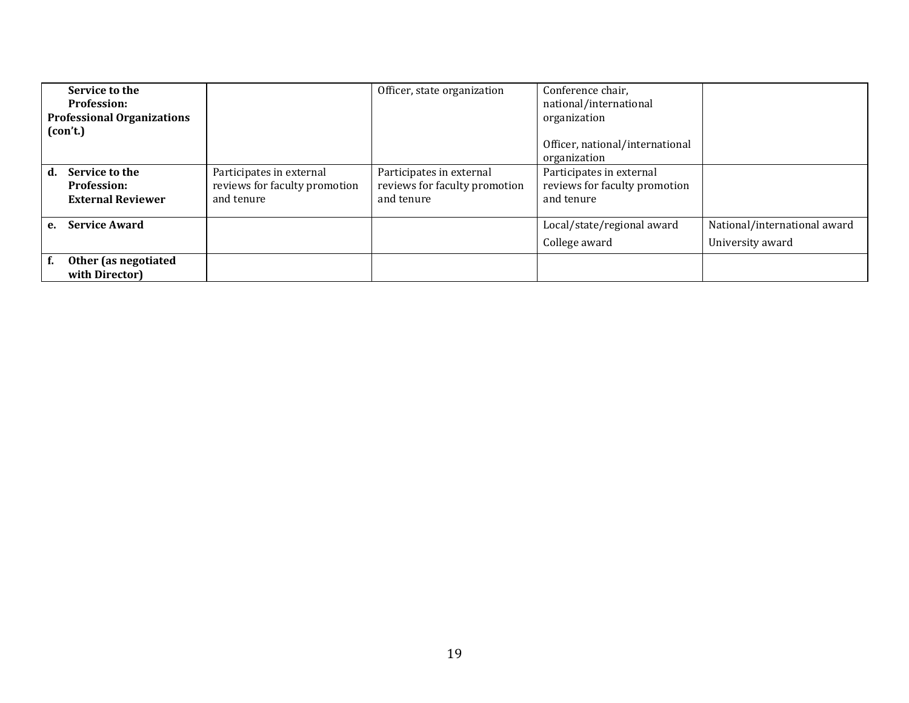| Service to the Profession: Professional Organizations (con't.) | | Officer, state organization | Conference chair, national/international organization<br><br>Officer, national/international organization | |
|---|---|---|---|---|
| **d. Service to the Profession: External Reviewer** | Participates in external reviews for faculty promotion and tenure | Participates in external reviews for faculty promotion and tenure | Participates in external reviews for faculty promotion and tenure | |
| **e. Service Award** | | | Local/state/regional award<br><br>College award | National/international award<br><br>University award |
| **f. Other (as negotiated with Director)** | | | | |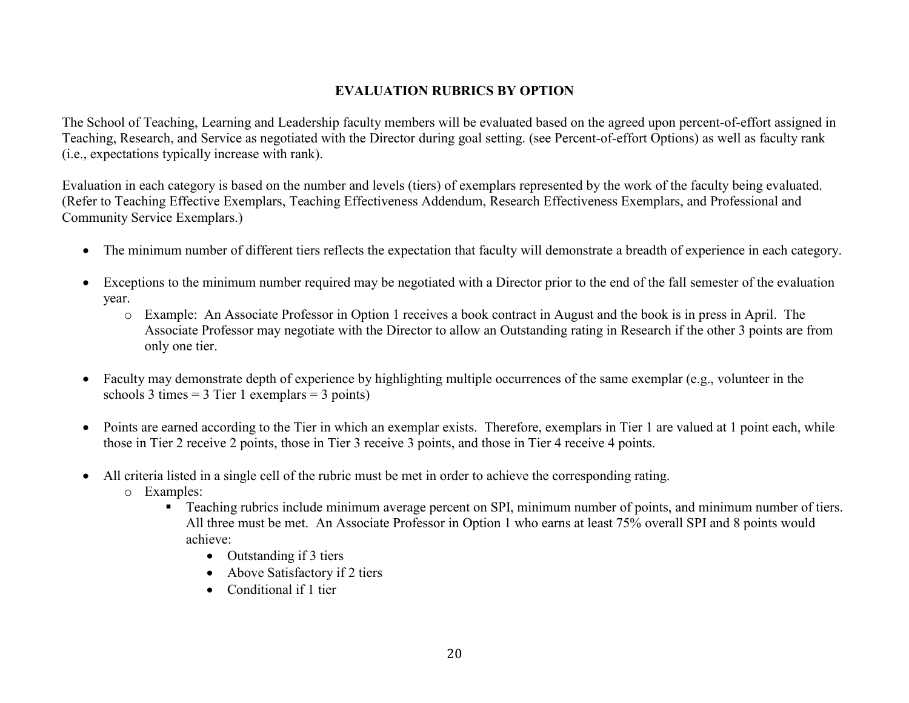## EVALUATION RUBRICS BY OPTION

The School of Teaching, Learning and Leadership faculty members will be evaluated based on the agreed upon percent-of-effort assigned in Teaching, Research, and Service as negotiated with the Director during goal setting. (see Percent-of-effort Options) as well as faculty rank (i.e., expectations typically increase with rank).

Evaluation in each category is based on the number and levels (tiers) of exemplars represented by the work of the faculty being evaluated. (Refer to Teaching Effective Exemplars, Teaching Effectiveness Addendum, Research Effectiveness Exemplars, and Professional and Community Service Exemplars.)

- The minimum number of different tiers reflects the expectation that faculty will demonstrate a breadth of experience in each category.
- Exceptions to the minimum number required may be negotiated with a Director prior to the end of the fall semester of the evaluation year.
  - Example: An Associate Professor in Option 1 receives a book contract in August and the book is in press in April. The Associate Professor may negotiate with the Director to allow an Outstanding rating in Research if the other 3 points are from only one tier.
- Faculty may demonstrate depth of experience by highlighting multiple occurrences of the same exemplar (e.g., volunteer in the schools 3 times = 3 Tier 1 exemplars = 3 points)
- Points are earned according to the Tier in which an exemplar exists. Therefore, exemplars in Tier 1 are valued at 1 point each, while those in Tier 2 receive 2 points, those in Tier 3 receive 3 points, and those in Tier 4 receive 4 points.
- All criteria listed in a single cell of the rubric must be met in order to achieve the corresponding rating.
  - Examples:
    - Teaching rubrics include minimum average percent on SPI, minimum number of points, and minimum number of tiers. All three must be met. An Associate Professor in Option 1 who earns at least 75% overall SPI and 8 points would achieve:
      - Outstanding if 3 tiers
      - Above Satisfactory if 2 tiers
      - Conditional if 1 tier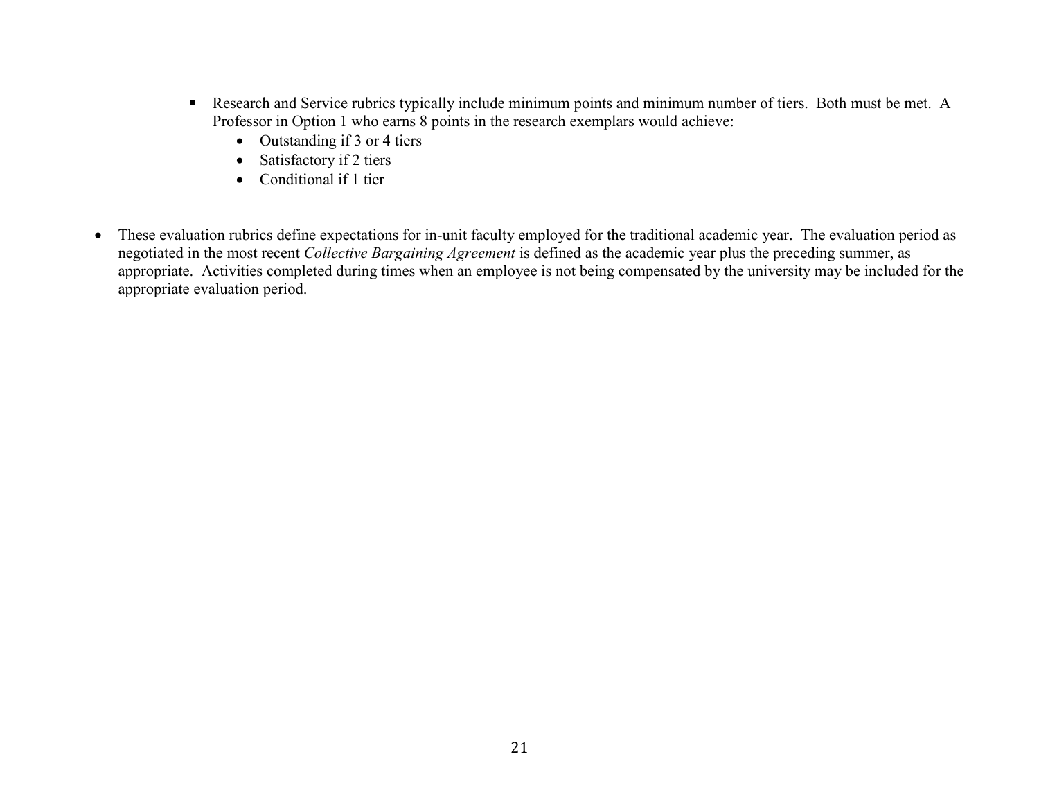- Research and Service rubrics typically include minimum points and minimum number of tiers. Both must be met. A Professor in Option 1 who earns 8 points in the research exemplars would achieve:
    - Outstanding if 3 or 4 tiers
    - Satisfactory if 2 tiers
    - Conditional if 1 tier

- These evaluation rubrics define expectations for in-unit faculty employed for the traditional academic year. The evaluation period as negotiated in the most recent *Collective Bargaining Agreement* is defined as the academic year plus the preceding summer, as appropriate. Activities completed during times when an employee is not being compensated by the university may be included for the appropriate evaluation period.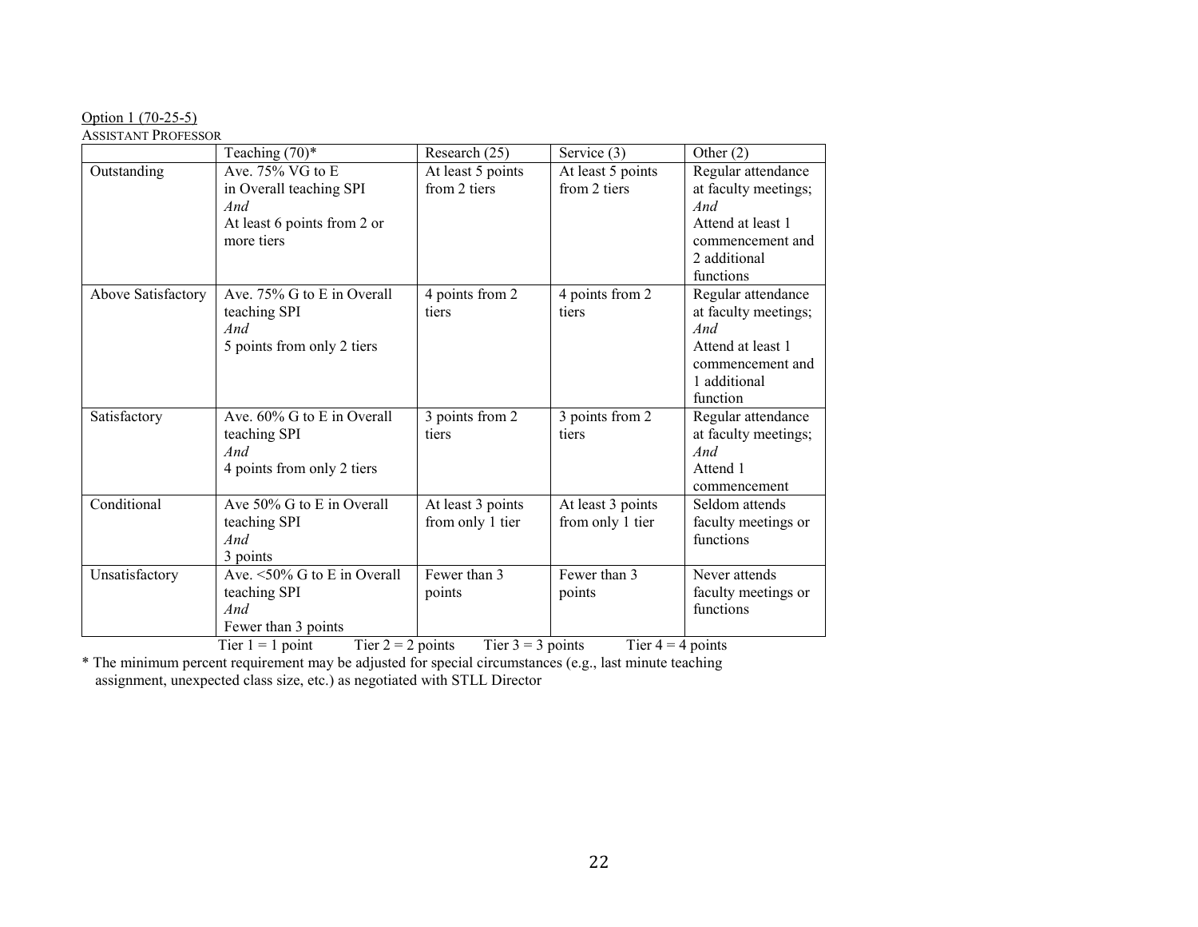Option 1 (70-25-5)

ASSISTANT PROFESSOR

| | Teaching (70)* | Research (25) | Service (3) | Other (2) |
|---|---|---|---|---|
| Outstanding | Ave. 75% VG to E in Overall teaching SPI *And* At least 6 points from 2 or more tiers | At least 5 points from 2 tiers | At least 5 points from 2 tiers | Regular attendance at faculty meetings; *And* Attend at least 1 commencement and 2 additional functions |
| Above Satisfactory | Ave. 75% G to E in Overall teaching SPI *And* 5 points from only 2 tiers | 4 points from 2 tiers | 4 points from 2 tiers | Regular attendance at faculty meetings; *And* Attend at least 1 commencement and 1 additional function |
| Satisfactory | Ave. 60% G to E in Overall teaching SPI *And* 4 points from only 2 tiers | 3 points from 2 tiers | 3 points from 2 tiers | Regular attendance at faculty meetings; *And* Attend 1 commencement |
| Conditional | Ave 50% G to E in Overall teaching SPI *And* 3 points | At least 3 points from only 1 tier | At least 3 points from only 1 tier | Seldom attends faculty meetings or functions |
| Unsatisfactory | Ave. <50% G to E in Overall teaching SPI *And* Fewer than 3 points | Fewer than 3 points | Fewer than 3 points | Never attends faculty meetings or functions |

Tier 1 = 1 point Tier 2 = 2 points Tier 3 = 3 points Tier 4 = 4 points

* The minimum percent requirement may be adjusted for special circumstances (e.g., last minute teaching assignment, unexpected class size, etc.) as negotiated with STLL Director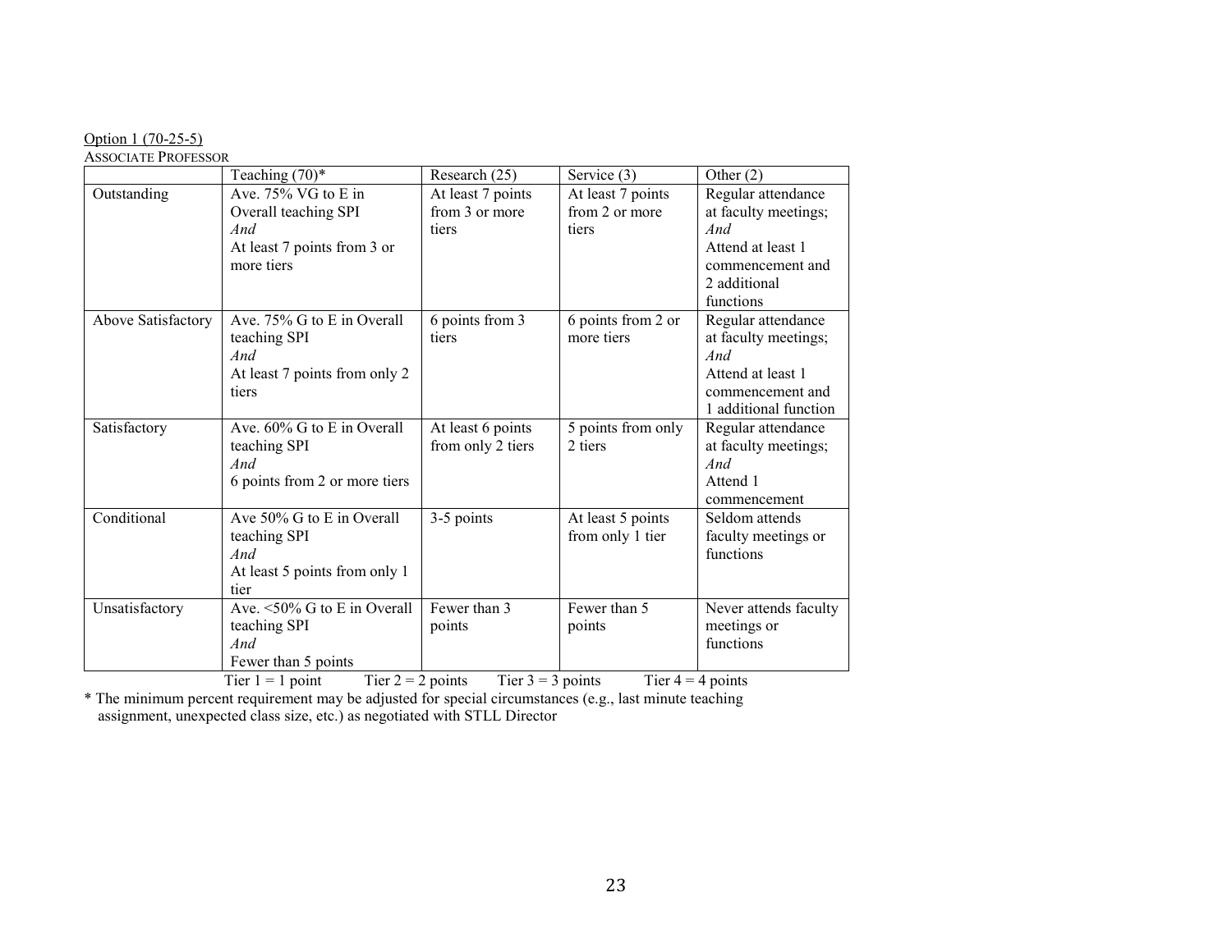Option 1 (70-25-5)

ASSOCIATE PROFESSOR

| | Teaching (70)* | Research (25) | Service (3) | Other (2) |
|---|---|---|---|---|
| Outstanding | Ave. 75% VG to E in Overall teaching SPI *And* At least 7 points from 3 or more tiers | At least 7 points from 3 or more tiers | At least 7 points from 2 or more tiers | Regular attendance at faculty meetings; *And* Attend at least 1 commencement and 2 additional functions |
| Above Satisfactory | Ave. 75% G to E in Overall teaching SPI *And* At least 7 points from only 2 tiers | 6 points from 3 tiers | 6 points from 2 or more tiers | Regular attendance at faculty meetings; *And* Attend at least 1 commencement and 1 additional function |
| Satisfactory | Ave. 60% G to E in Overall teaching SPI *And* 6 points from 2 or more tiers | At least 6 points from only 2 tiers | 5 points from only 2 tiers | Regular attendance at faculty meetings; *And* Attend 1 commencement |
| Conditional | Ave 50% G to E in Overall teaching SPI *And* At least 5 points from only 1 tier | 3-5 points | At least 5 points from only 1 tier | Seldom attends faculty meetings or functions |
| Unsatisfactory | Ave. <50% G to E in Overall teaching SPI *And* Fewer than 5 points | Fewer than 3 points | Fewer than 5 points | Never attends faculty meetings or functions |

Tier 1 = 1 point Tier 2 = 2 points Tier 3 = 3 points Tier 4 = 4 points

* The minimum percent requirement may be adjusted for special circumstances (e.g., last minute teaching assignment, unexpected class size, etc.) as negotiated with STLL Director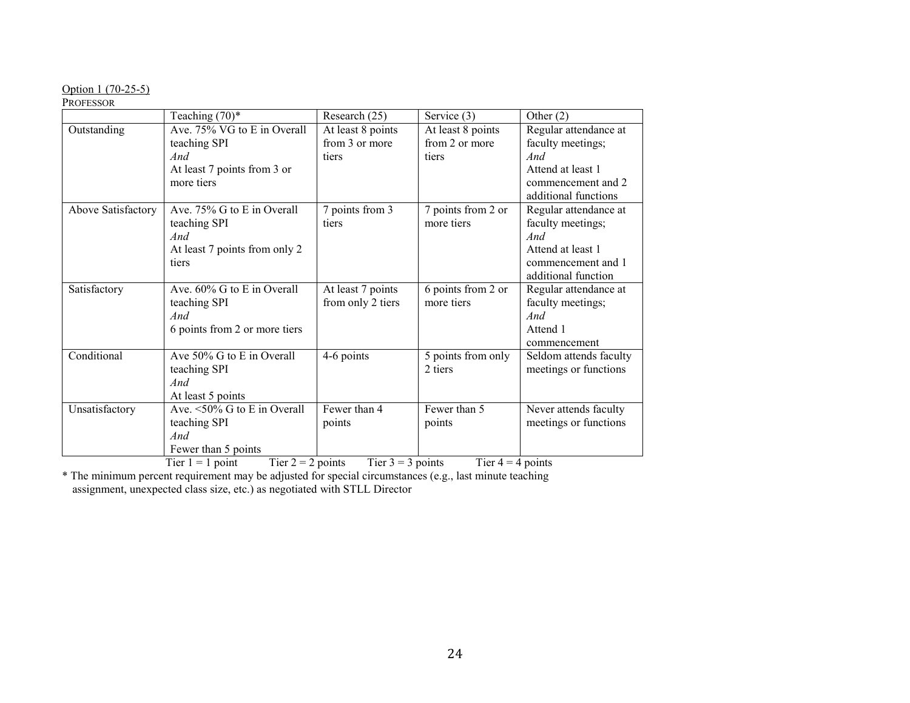Option 1 (70-25-5)

PROFESSOR

| | Teaching (70)* | Research (25) | Service (3) | Other (2) |
|---|---|---|---|---|
| Outstanding | Ave. 75% VG to E in Overall teaching SPI *And* At least 7 points from 3 or more tiers | At least 8 points from 3 or more tiers | At least 8 points from 2 or more tiers | Regular attendance at faculty meetings; *And* Attend at least 1 commencement and 2 additional functions |
| Above Satisfactory | Ave. 75% G to E in Overall teaching SPI *And* At least 7 points from only 2 tiers | 7 points from 3 tiers | 7 points from 2 or more tiers | Regular attendance at faculty meetings; *And* Attend at least 1 commencement and 1 additional function |
| Satisfactory | Ave. 60% G to E in Overall teaching SPI *And* 6 points from 2 or more tiers | At least 7 points from only 2 tiers | 6 points from 2 or more tiers | Regular attendance at faculty meetings; *And* Attend 1 commencement |
| Conditional | Ave 50% G to E in Overall teaching SPI *And* At least 5 points | 4-6 points | 5 points from only 2 tiers | Seldom attends faculty meetings or functions |
| Unsatisfactory | Ave. <50% G to E in Overall teaching SPI *And* Fewer than 5 points | Fewer than 4 points | Fewer than 5 points | Never attends faculty meetings or functions |

Tier 1 = 1 point  Tier 2 = 2 points  Tier 3 = 3 points  Tier 4 = 4 points

* The minimum percent requirement may be adjusted for special circumstances (e.g., last minute teaching assignment, unexpected class size, etc.) as negotiated with STLL Director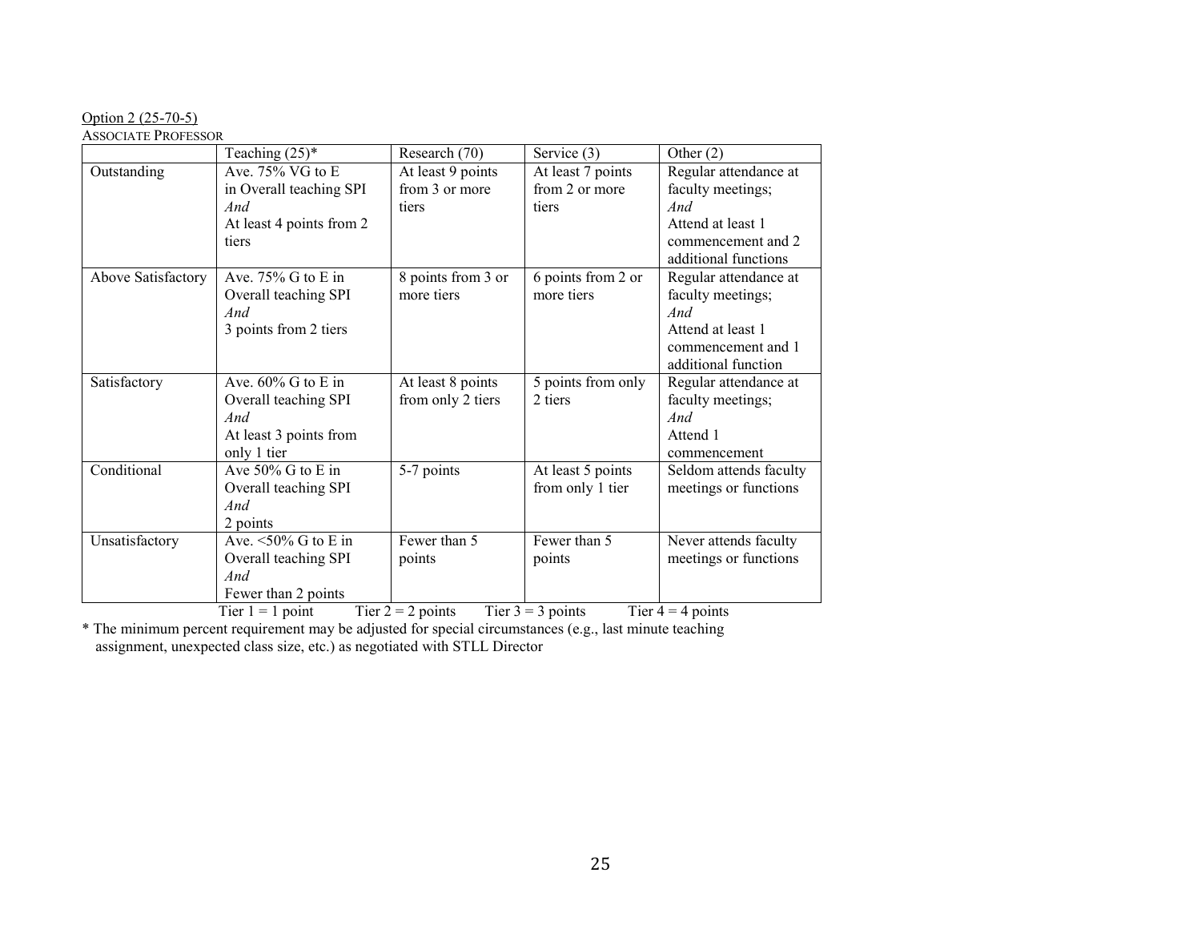<u>Option 2 (25-70-5)</u>

ASSOCIATE PROFESSOR

| | Teaching (25)* | Research (70) | Service (3) | Other (2) |
|---|---|---|---|---|
| Outstanding | Ave. 75% VG to E in Overall teaching SPI *And* At least 4 points from 2 tiers | At least 9 points from 3 or more tiers | At least 7 points from 2 or more tiers | Regular attendance at faculty meetings; *And* Attend at least 1 commencement and 2 additional functions |
| Above Satisfactory | Ave. 75% G to E in Overall teaching SPI *And* 3 points from 2 tiers | 8 points from 3 or more tiers | 6 points from 2 or more tiers | Regular attendance at faculty meetings; *And* Attend at least 1 commencement and 1 additional function |
| Satisfactory | Ave. 60% G to E in Overall teaching SPI *And* At least 3 points from only 1 tier | At least 8 points from only 2 tiers | 5 points from only 2 tiers | Regular attendance at faculty meetings; *And* Attend 1 commencement |
| Conditional | Ave 50% G to E in Overall teaching SPI *And* 2 points | 5-7 points | At least 5 points from only 1 tier | Seldom attends faculty meetings or functions |
| Unsatisfactory | Ave. <50% G to E in Overall teaching SPI *And* Fewer than 2 points | Fewer than 5 points | Fewer than 5 points | Never attends faculty meetings or functions |

Tier 1 = 1 point    Tier 2 = 2 points    Tier 3 = 3 points    Tier 4 = 4 points

* The minimum percent requirement may be adjusted for special circumstances (e.g., last minute teaching assignment, unexpected class size, etc.) as negotiated with STLL Director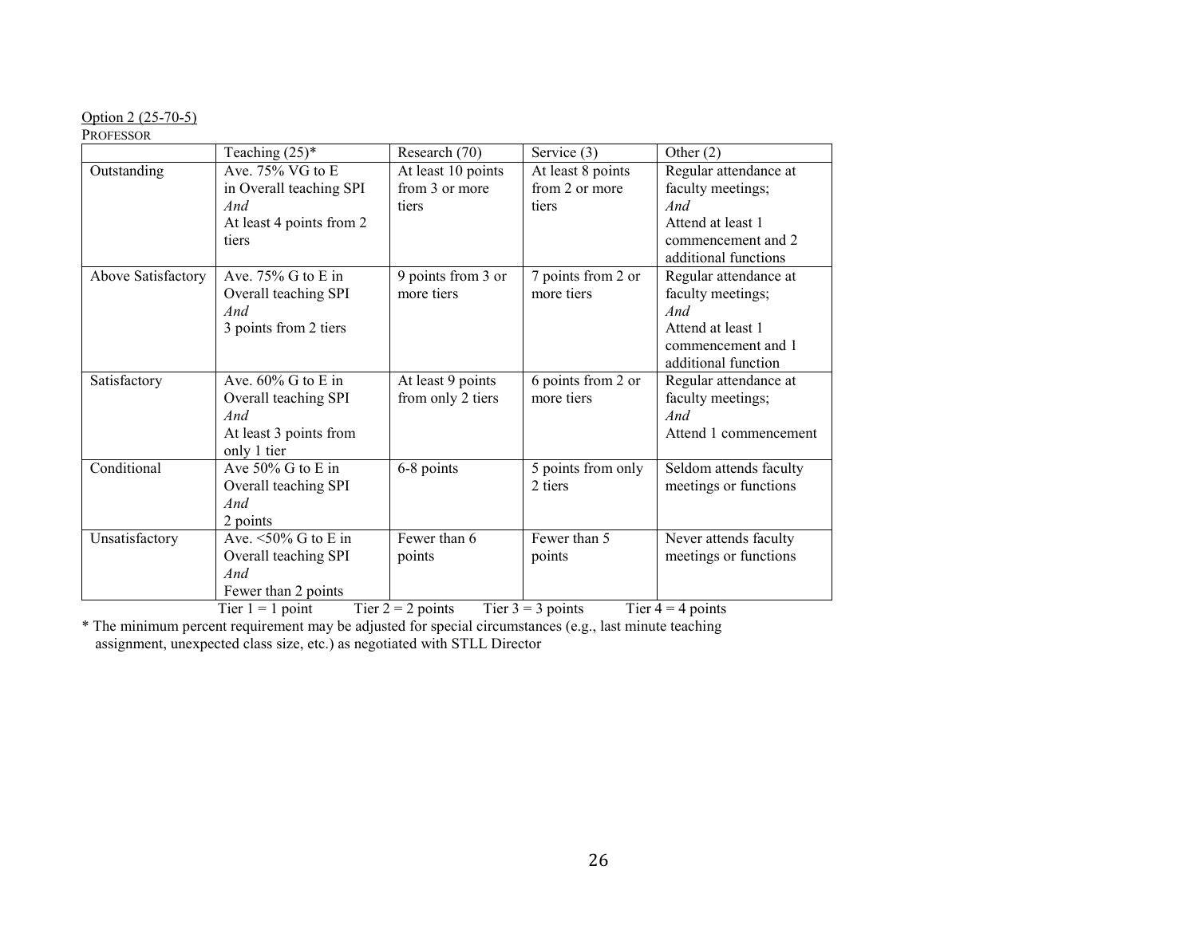Option 2 (25-70-5)

PROFESSOR

| | Teaching (25)* | Research (70) | Service (3) | Other (2) |
|---|---|---|---|---|
| Outstanding | Ave. 75% VG to E in Overall teaching SPI *And* At least 4 points from 2 tiers | At least 10 points from 3 or more tiers | At least 8 points from 2 or more tiers | Regular attendance at faculty meetings; *And* Attend at least 1 commencement and 2 additional functions |
| Above Satisfactory | Ave. 75% G to E in Overall teaching SPI *And* 3 points from 2 tiers | 9 points from 3 or more tiers | 7 points from 2 or more tiers | Regular attendance at faculty meetings; *And* Attend at least 1 commencement and 1 additional function |
| Satisfactory | Ave. 60% G to E in Overall teaching SPI *And* At least 3 points from only 1 tier | At least 9 points from only 2 tiers | 6 points from 2 or more tiers | Regular attendance at faculty meetings; *And* Attend 1 commencement |
| Conditional | Ave 50% G to E in Overall teaching SPI *And* 2 points | 6-8 points | 5 points from only 2 tiers | Seldom attends faculty meetings or functions |
| Unsatisfactory | Ave. <50% G to E in Overall teaching SPI *And* Fewer than 2 points | Fewer than 6 points | Fewer than 5 points | Never attends faculty meetings or functions |

Tier 1 = 1 point  Tier 2 = 2 points  Tier 3 = 3 points  Tier 4 = 4 points

* The minimum percent requirement may be adjusted for special circumstances (e.g., last minute teaching assignment, unexpected class size, etc.) as negotiated with STLL Director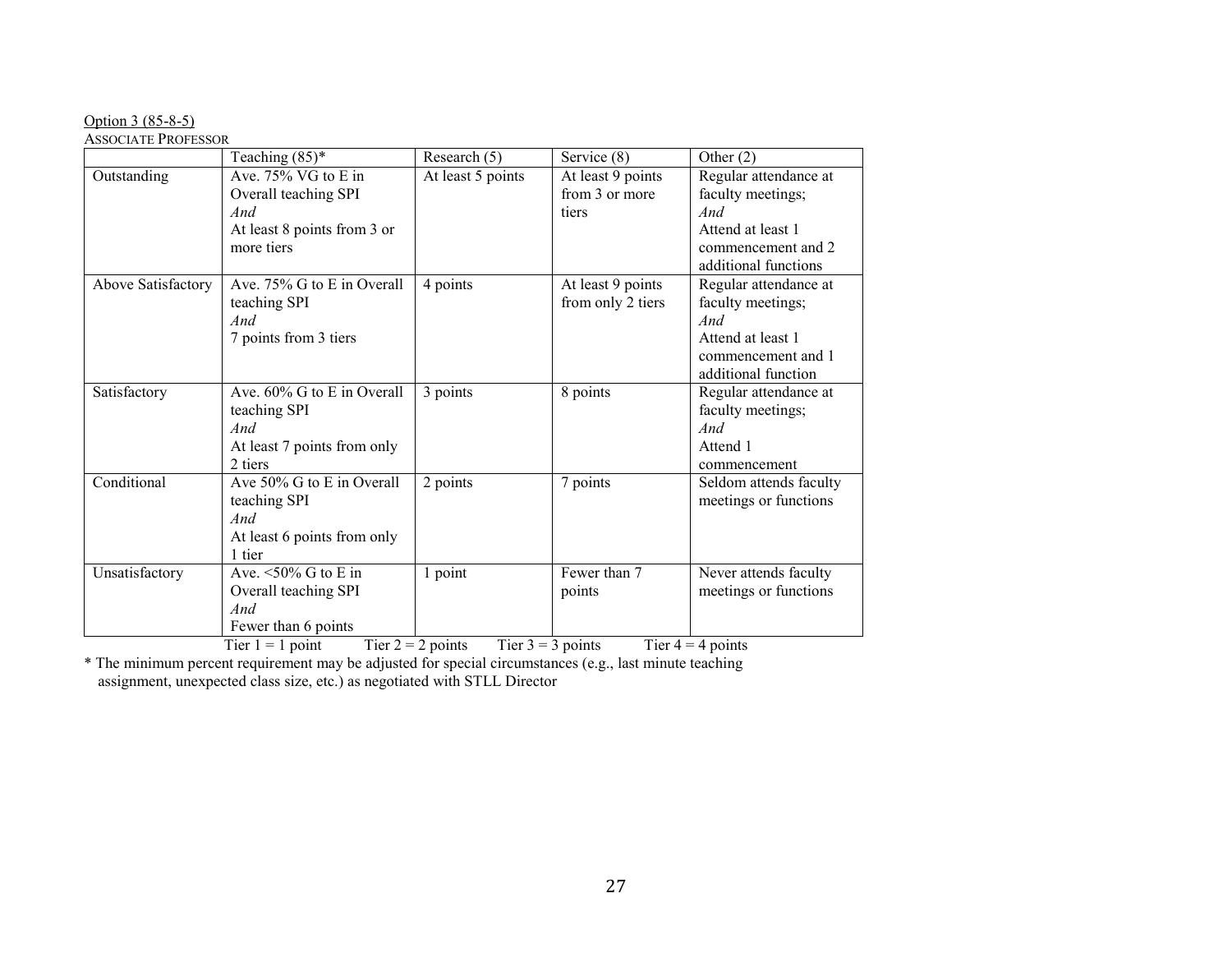Option 3 (85-8-5)

ASSOCIATE PROFESSOR

| | Teaching (85)* | Research (5) | Service (8) | Other (2) |
|---|---|---|---|---|
| Outstanding | Ave. 75% VG to E in Overall teaching SPI *And* At least 8 points from 3 or more tiers | At least 5 points | At least 9 points from 3 or more tiers | Regular attendance at faculty meetings; *And* Attend at least 1 commencement and 2 additional functions |
| Above Satisfactory | Ave. 75% G to E in Overall teaching SPI *And* 7 points from 3 tiers | 4 points | At least 9 points from only 2 tiers | Regular attendance at faculty meetings; *And* Attend at least 1 commencement and 1 additional function |
| Satisfactory | Ave. 60% G to E in Overall teaching SPI *And* At least 7 points from only 2 tiers | 3 points | 8 points | Regular attendance at faculty meetings; *And* Attend 1 commencement |
| Conditional | Ave 50% G to E in Overall teaching SPI *And* At least 6 points from only 1 tier | 2 points | 7 points | Seldom attends faculty meetings or functions |
| Unsatisfactory | Ave. <50% G to E in Overall teaching SPI *And* Fewer than 6 points | 1 point | Fewer than 7 points | Never attends faculty meetings or functions |

Tier 1 = 1 point Tier 2 = 2 points Tier 3 = 3 points Tier 4 = 4 points

* The minimum percent requirement may be adjusted for special circumstances (e.g., last minute teaching assignment, unexpected class size, etc.) as negotiated with STLL Director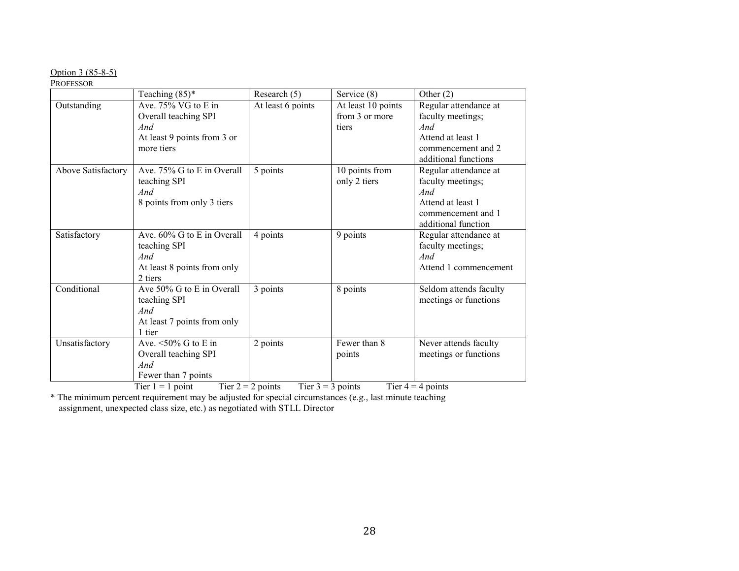Option 3 (85-8-5)

PROFESSOR

| | Teaching (85)* | Research (5) | Service (8) | Other (2) |
|---|---|---|---|---|
| Outstanding | Ave. 75% VG to E in Overall teaching SPI<br>*And*<br>At least 9 points from 3 or more tiers | At least 6 points | At least 10 points from 3 or more tiers | Regular attendance at faculty meetings;<br>*And*<br>Attend at least 1 commencement and 2 additional functions |
| Above Satisfactory | Ave. 75% G to E in Overall teaching SPI<br>*And*<br>8 points from only 3 tiers | 5 points | 10 points from only 2 tiers | Regular attendance at faculty meetings;<br>*And*<br>Attend at least 1 commencement and 1 additional function |
| Satisfactory | Ave. 60% G to E in Overall teaching SPI<br>*And*<br>At least 8 points from only 2 tiers | 4 points | 9 points | Regular attendance at faculty meetings;<br>*And*<br>Attend 1 commencement |
| Conditional | Ave 50% G to E in Overall teaching SPI<br>*And*<br>At least 7 points from only 1 tier | 3 points | 8 points | Seldom attends faculty meetings or functions |
| Unsatisfactory | Ave. <50% G to E in Overall teaching SPI<br>*And*<br>Fewer than 7 points | 2 points | Fewer than 8 points | Never attends faculty meetings or functions |

Tier 1 = 1 point Tier 2 = 2 points Tier 3 = 3 points Tier 4 = 4 points

* The minimum percent requirement may be adjusted for special circumstances (e.g., last minute teaching assignment, unexpected class size, etc.) as negotiated with STLL Director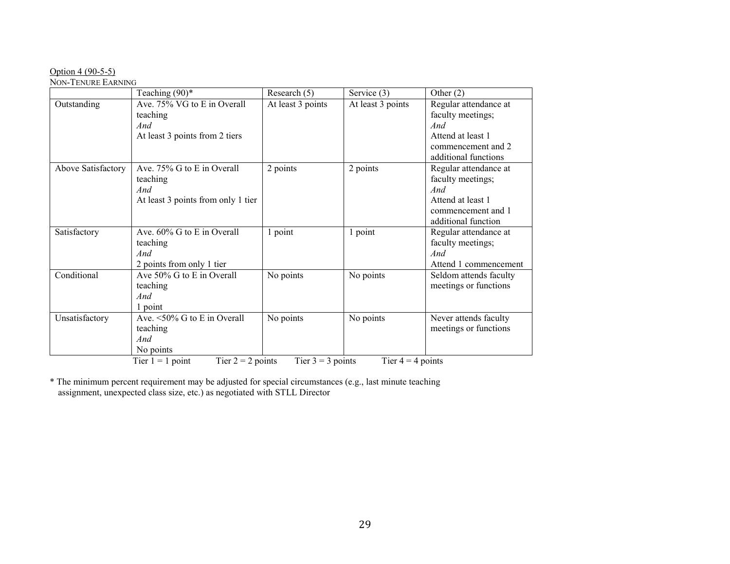Option 4 (90-5-5)

NON-TENURE EARNING

| | Teaching (90)* | Research (5) | Service (3) | Other (2) |
|---|---|---|---|---|
| Outstanding | Ave. 75% VG to E in Overall teaching *And* At least 3 points from 2 tiers | At least 3 points | At least 3 points | Regular attendance at faculty meetings; *And* Attend at least 1 commencement and 2 additional functions |
| Above Satisfactory | Ave. 75% G to E in Overall teaching *And* At least 3 points from only 1 tier | 2 points | 2 points | Regular attendance at faculty meetings; *And* Attend at least 1 commencement and 1 additional function |
| Satisfactory | Ave. 60% G to E in Overall teaching *And* 2 points from only 1 tier | 1 point | 1 point | Regular attendance at faculty meetings; *And* Attend 1 commencement |
| Conditional | Ave 50% G to E in Overall teaching *And* 1 point | No points | No points | Seldom attends faculty meetings or functions |
| Unsatisfactory | Ave. <50% G to E in Overall teaching *And* No points | No points | No points | Never attends faculty meetings or functions |

Tier 1 = 1 point Tier 2 = 2 points Tier 3 = 3 points Tier 4 = 4 points

* The minimum percent requirement may be adjusted for special circumstances (e.g., last minute teaching assignment, unexpected class size, etc.) as negotiated with STLL Director